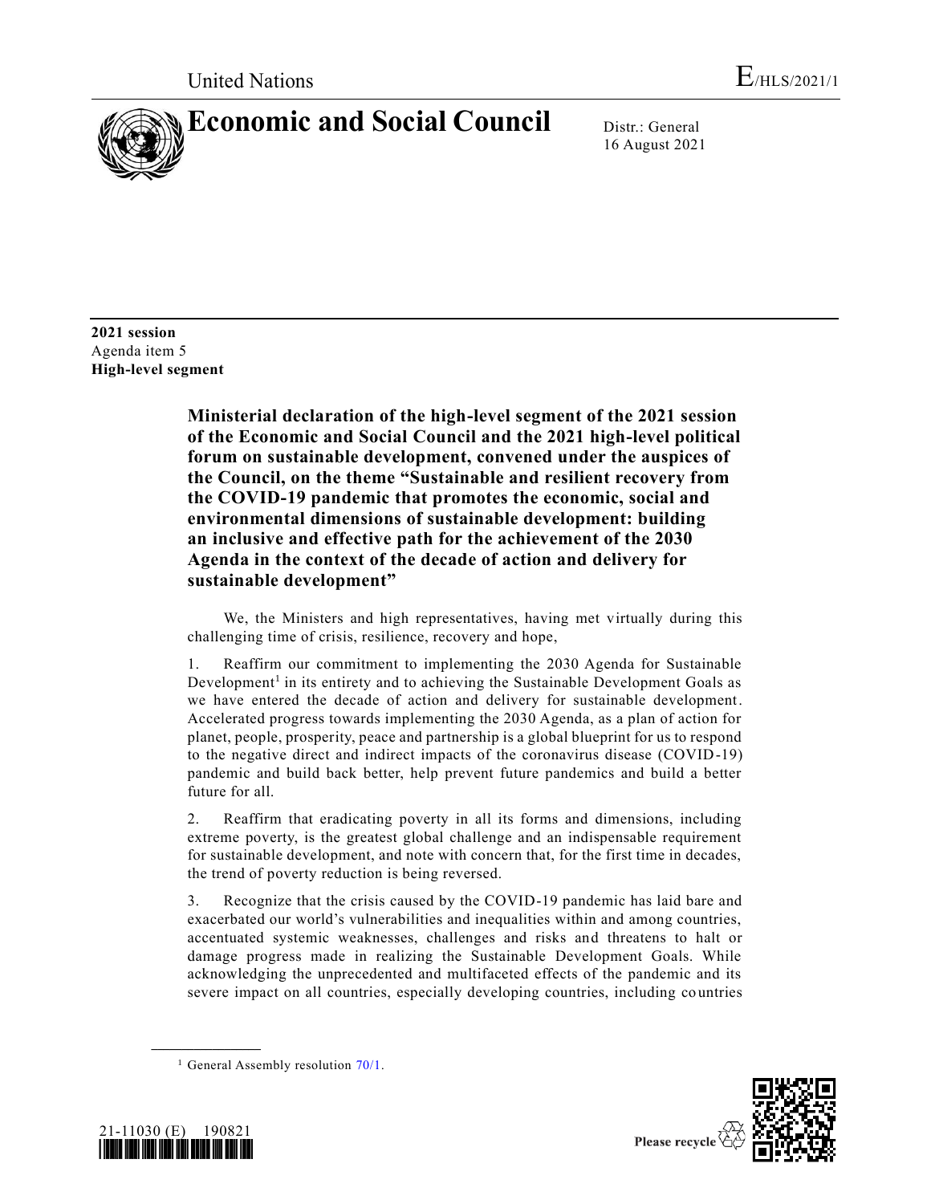United Nations E/HLS/2021/1

# Economic and Social Council

Distr.: General
16 August 2021

**2021 session**
Agenda item 5
**High-level segment**

## Ministerial declaration of the high-level segment of the 2021 session of the Economic and Social Council and the 2021 high-level political forum on sustainable development, convened under the auspices of the Council, on the theme "Sustainable and resilient recovery from the COVID-19 pandemic that promotes the economic, social and environmental dimensions of sustainable development: building an inclusive and effective path for the achievement of the 2030 Agenda in the context of the decade of action and delivery for sustainable development"

We, the Ministers and high representatives, having met virtually during this challenging time of crisis, resilience, recovery and hope,

1. Reaffirm our commitment to implementing the 2030 Agenda for Sustainable Development[1] in its entirety and to achieving the Sustainable Development Goals as we have entered the decade of action and delivery for sustainable development. Accelerated progress towards implementing the 2030 Agenda, as a plan of action for planet, people, prosperity, peace and partnership is a global blueprint for us to respond to the negative direct and indirect impacts of the coronavirus disease (COVID-19) pandemic and build back better, help prevent future pandemics and build a better future for all.

2. Reaffirm that eradicating poverty in all its forms and dimensions, including extreme poverty, is the greatest global challenge and an indispensable requirement for sustainable development, and note with concern that, for the first time in decades, the trend of poverty reduction is being reversed.

3. Recognize that the crisis caused by the COVID-19 pandemic has laid bare and exacerbated our world's vulnerabilities and inequalities within and among countries, accentuated systemic weaknesses, challenges and risks and threatens to halt or damage progress made in realizing the Sustainable Development Goals. While acknowledging the unprecedented and multifaceted effects of the pandemic and its severe impact on all countries, especially developing countries, including countries

[1] General Assembly resolution 70/1.

21-11030 (E) 190821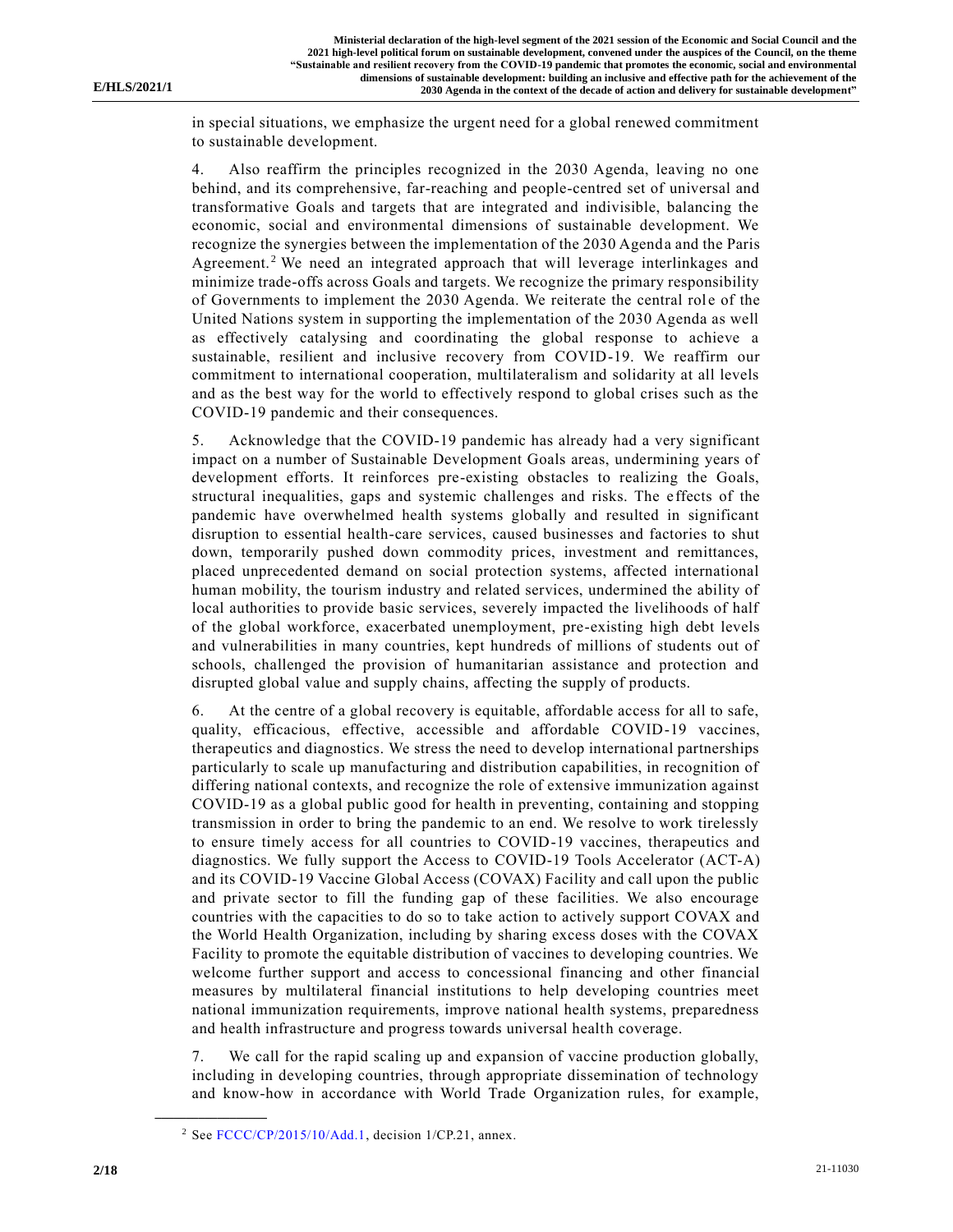in special situations, we emphasize the urgent need for a global renewed commitment to sustainable development.

4. Also reaffirm the principles recognized in the 2030 Agenda, leaving no one behind, and its comprehensive, far-reaching and people-centred set of universal and transformative Goals and targets that are integrated and indivisible, balancing the economic, social and environmental dimensions of sustainable development. We recognize the synergies between the implementation of the 2030 Agenda and the Paris Agreement.[2] We need an integrated approach that will leverage interlinkages and minimize trade-offs across Goals and targets. We recognize the primary responsibility of Governments to implement the 2030 Agenda. We reiterate the central role of the United Nations system in supporting the implementation of the 2030 Agenda as well as effectively catalysing and coordinating the global response to achieve a sustainable, resilient and inclusive recovery from COVID-19. We reaffirm our commitment to international cooperation, multilateralism and solidarity at all levels and as the best way for the world to effectively respond to global crises such as the COVID-19 pandemic and their consequences.

5. Acknowledge that the COVID-19 pandemic has already had a very significant impact on a number of Sustainable Development Goals areas, undermining years of development efforts. It reinforces pre-existing obstacles to realizing the Goals, structural inequalities, gaps and systemic challenges and risks. The effects of the pandemic have overwhelmed health systems globally and resulted in significant disruption to essential health-care services, caused businesses and factories to shut down, temporarily pushed down commodity prices, investment and remittances, placed unprecedented demand on social protection systems, affected international human mobility, the tourism industry and related services, undermined the ability of local authorities to provide basic services, severely impacted the livelihoods of half of the global workforce, exacerbated unemployment, pre-existing high debt levels and vulnerabilities in many countries, kept hundreds of millions of students out of schools, challenged the provision of humanitarian assistance and protection and disrupted global value and supply chains, affecting the supply of products.

6. At the centre of a global recovery is equitable, affordable access for all to safe, quality, efficacious, effective, accessible and affordable COVID-19 vaccines, therapeutics and diagnostics. We stress the need to develop international partnerships particularly to scale up manufacturing and distribution capabilities, in recognition of differing national contexts, and recognize the role of extensive immunization against COVID-19 as a global public good for health in preventing, containing and stopping transmission in order to bring the pandemic to an end. We resolve to work tirelessly to ensure timely access for all countries to COVID-19 vaccines, therapeutics and diagnostics. We fully support the Access to COVID-19 Tools Accelerator (ACT-A) and its COVID-19 Vaccine Global Access (COVAX) Facility and call upon the public and private sector to fill the funding gap of these facilities. We also encourage countries with the capacities to do so to take action to actively support COVAX and the World Health Organization, including by sharing excess doses with the COVAX Facility to promote the equitable distribution of vaccines to developing countries. We welcome further support and access to concessional financing and other financial measures by multilateral financial institutions to help developing countries meet national immunization requirements, improve national health systems, preparedness and health infrastructure and progress towards universal health coverage.

7. We call for the rapid scaling up and expansion of vaccine production globally, including in developing countries, through appropriate dissemination of technology and know-how in accordance with World Trade Organization rules, for example,

---

[2] See FCCC/CP/2015/10/Add.1, decision 1/CP.21, annex.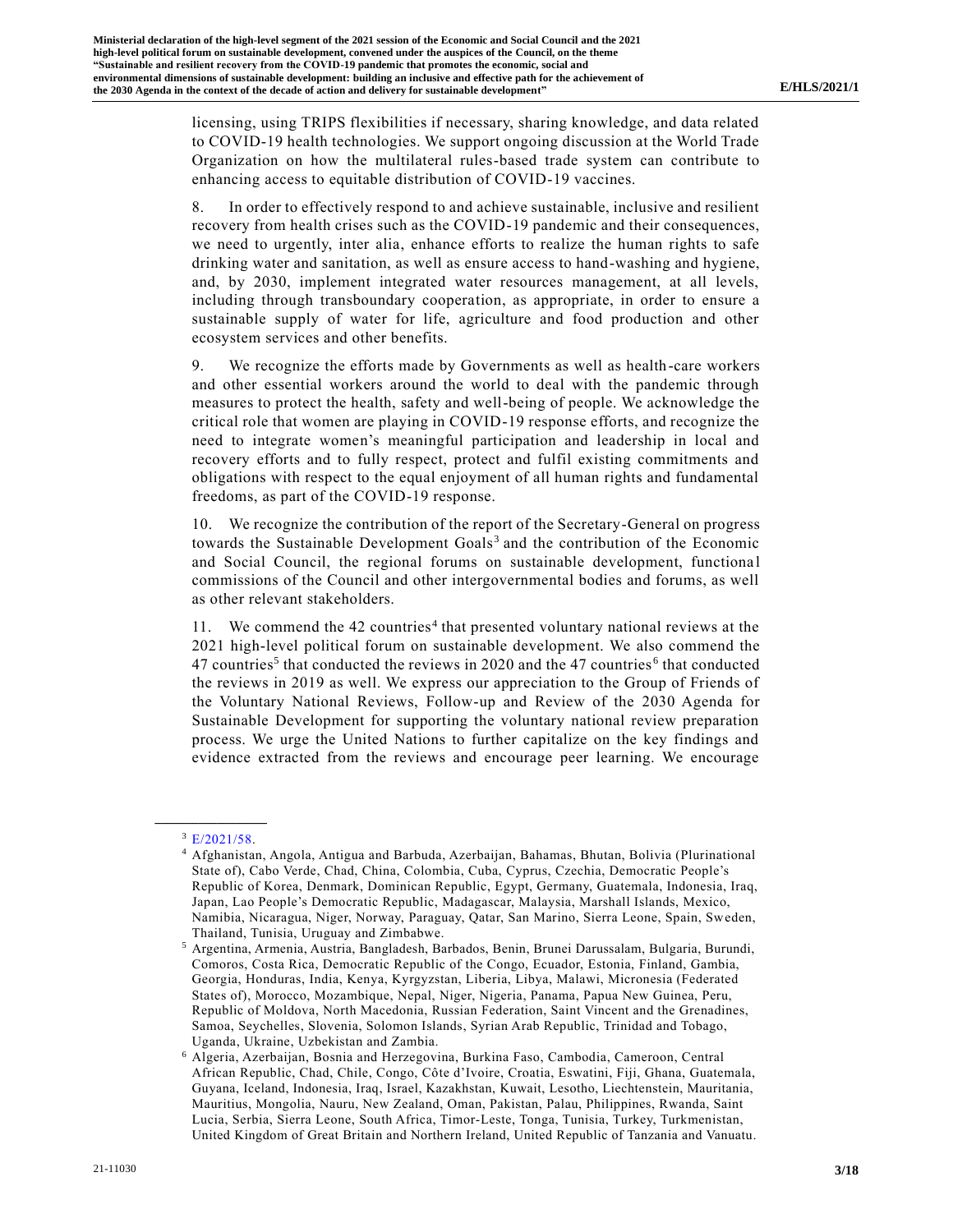licensing, using TRIPS flexibilities if necessary, sharing knowledge, and data related to COVID-19 health technologies. We support ongoing discussion at the World Trade Organization on how the multilateral rules-based trade system can contribute to enhancing access to equitable distribution of COVID-19 vaccines.

8. In order to effectively respond to and achieve sustainable, inclusive and resilient recovery from health crises such as the COVID-19 pandemic and their consequences, we need to urgently, inter alia, enhance efforts to realize the human rights to safe drinking water and sanitation, as well as ensure access to hand-washing and hygiene, and, by 2030, implement integrated water resources management, at all levels, including through transboundary cooperation, as appropriate, in order to ensure a sustainable supply of water for life, agriculture and food production and other ecosystem services and other benefits.

9. We recognize the efforts made by Governments as well as health-care workers and other essential workers around the world to deal with the pandemic through measures to protect the health, safety and well-being of people. We acknowledge the critical role that women are playing in COVID-19 response efforts, and recognize the need to integrate women's meaningful participation and leadership in local and recovery efforts and to fully respect, protect and fulfil existing commitments and obligations with respect to the equal enjoyment of all human rights and fundamental freedoms, as part of the COVID-19 response.

10. We recognize the contribution of the report of the Secretary-General on progress towards the Sustainable Development Goals[3] and the contribution of the Economic and Social Council, the regional forums on sustainable development, functional commissions of the Council and other intergovernmental bodies and forums, as well as other relevant stakeholders.

11. We commend the 42 countries[4] that presented voluntary national reviews at the 2021 high-level political forum on sustainable development. We also commend the 47 countries[5] that conducted the reviews in 2020 and the 47 countries[6] that conducted the reviews in 2019 as well. We express our appreciation to the Group of Friends of the Voluntary National Reviews, Follow-up and Review of the 2030 Agenda for Sustainable Development for supporting the voluntary national review preparation process. We urge the United Nations to further capitalize on the key findings and evidence extracted from the reviews and encourage peer learning. We encourage

---

[3] E/2021/58.

[4] Afghanistan, Angola, Antigua and Barbuda, Azerbaijan, Bahamas, Bhutan, Bolivia (Plurinational State of), Cabo Verde, Chad, China, Colombia, Cuba, Cyprus, Czechia, Democratic People's Republic of Korea, Denmark, Dominican Republic, Egypt, Germany, Guatemala, Indonesia, Iraq, Japan, Lao People's Democratic Republic, Madagascar, Malaysia, Marshall Islands, Mexico, Namibia, Nicaragua, Niger, Norway, Paraguay, Qatar, San Marino, Sierra Leone, Spain, Sweden, Thailand, Tunisia, Uruguay and Zimbabwe.

[5] Argentina, Armenia, Austria, Bangladesh, Barbados, Benin, Brunei Darussalam, Bulgaria, Burundi, Comoros, Costa Rica, Democratic Republic of the Congo, Ecuador, Estonia, Finland, Gambia, Georgia, Honduras, India, Kenya, Kyrgyzstan, Liberia, Libya, Malawi, Micronesia (Federated States of), Morocco, Mozambique, Nepal, Niger, Nigeria, Panama, Papua New Guinea, Peru, Republic of Moldova, North Macedonia, Russian Federation, Saint Vincent and the Grenadines, Samoa, Seychelles, Slovenia, Solomon Islands, Syrian Arab Republic, Trinidad and Tobago, Uganda, Ukraine, Uzbekistan and Zambia.

[6] Algeria, Azerbaijan, Bosnia and Herzegovina, Burkina Faso, Cambodia, Cameroon, Central African Republic, Chad, Chile, Congo, Côte d'Ivoire, Croatia, Eswatini, Fiji, Ghana, Guatemala, Guyana, Iceland, Indonesia, Iraq, Israel, Kazakhstan, Kuwait, Lesotho, Liechtenstein, Mauritania, Mauritius, Mongolia, Nauru, New Zealand, Oman, Pakistan, Palau, Philippines, Rwanda, Saint Lucia, Serbia, Sierra Leone, South Africa, Timor-Leste, Tonga, Tunisia, Turkey, Turkmenistan, United Kingdom of Great Britain and Northern Ireland, United Republic of Tanzania and Vanuatu.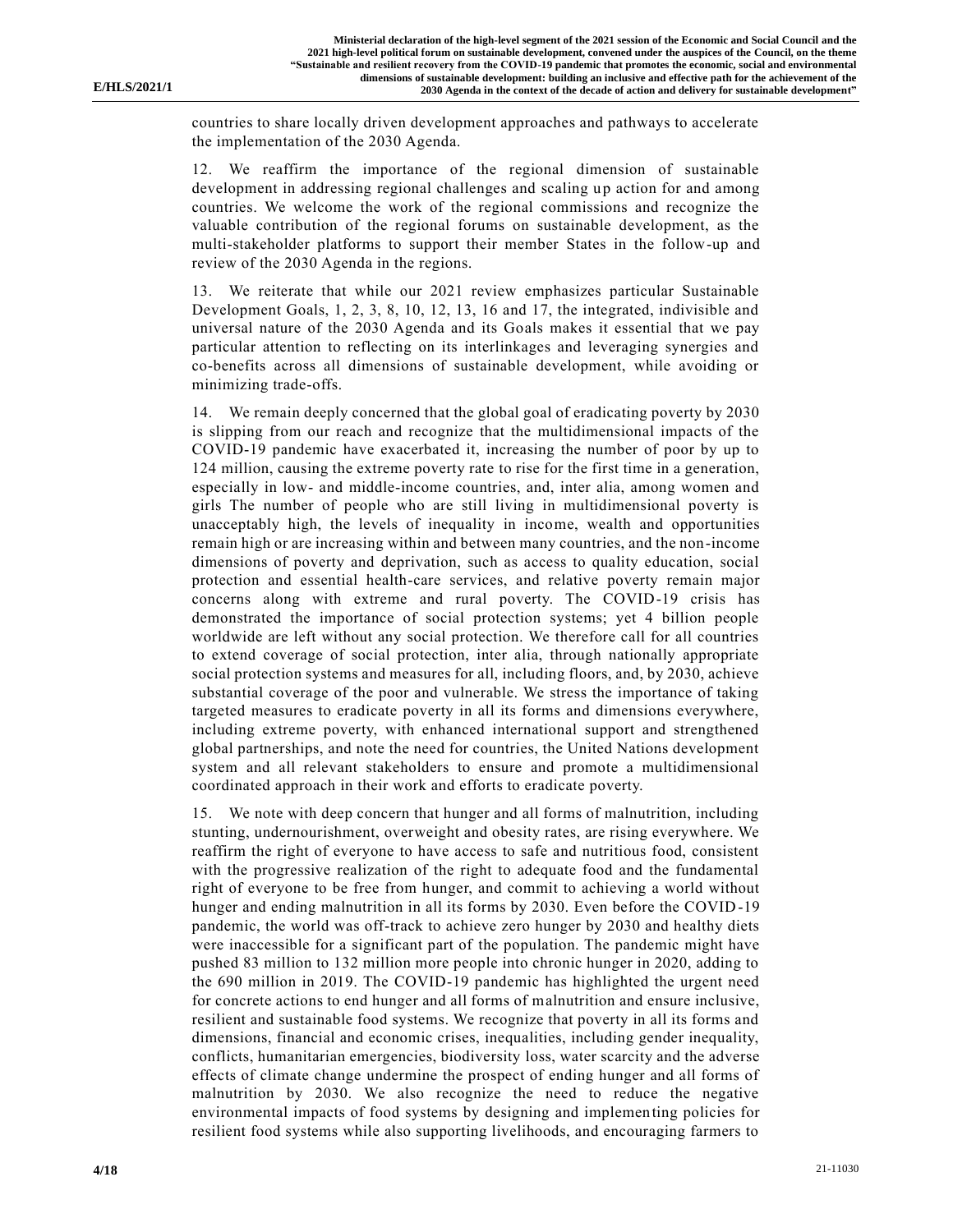countries to share locally driven development approaches and pathways to accelerate the implementation of the 2030 Agenda.

12. We reaffirm the importance of the regional dimension of sustainable development in addressing regional challenges and scaling up action for and among countries. We welcome the work of the regional commissions and recognize the valuable contribution of the regional forums on sustainable development, as the multi-stakeholder platforms to support their member States in the follow-up and review of the 2030 Agenda in the regions.

13. We reiterate that while our 2021 review emphasizes particular Sustainable Development Goals, 1, 2, 3, 8, 10, 12, 13, 16 and 17, the integrated, indivisible and universal nature of the 2030 Agenda and its Goals makes it essential that we pay particular attention to reflecting on its interlinkages and leveraging synergies and co-benefits across all dimensions of sustainable development, while avoiding or minimizing trade-offs.

14. We remain deeply concerned that the global goal of eradicating poverty by 2030 is slipping from our reach and recognize that the multidimensional impacts of the COVID-19 pandemic have exacerbated it, increasing the number of poor by up to 124 million, causing the extreme poverty rate to rise for the first time in a generation, especially in low- and middle-income countries, and, inter alia, among women and girls The number of people who are still living in multidimensional poverty is unacceptably high, the levels of inequality in income, wealth and opportunities remain high or are increasing within and between many countries, and the non-income dimensions of poverty and deprivation, such as access to quality education, social protection and essential health-care services, and relative poverty remain major concerns along with extreme and rural poverty. The COVID-19 crisis has demonstrated the importance of social protection systems; yet 4 billion people worldwide are left without any social protection. We therefore call for all countries to extend coverage of social protection, inter alia, through nationally appropriate social protection systems and measures for all, including floors, and, by 2030, achieve substantial coverage of the poor and vulnerable. We stress the importance of taking targeted measures to eradicate poverty in all its forms and dimensions everywhere, including extreme poverty, with enhanced international support and strengthened global partnerships, and note the need for countries, the United Nations development system and all relevant stakeholders to ensure and promote a multidimensional coordinated approach in their work and efforts to eradicate poverty.

15. We note with deep concern that hunger and all forms of malnutrition, including stunting, undernourishment, overweight and obesity rates, are rising everywhere. We reaffirm the right of everyone to have access to safe and nutritious food, consistent with the progressive realization of the right to adequate food and the fundamental right of everyone to be free from hunger, and commit to achieving a world without hunger and ending malnutrition in all its forms by 2030. Even before the COVID-19 pandemic, the world was off-track to achieve zero hunger by 2030 and healthy diets were inaccessible for a significant part of the population. The pandemic might have pushed 83 million to 132 million more people into chronic hunger in 2020, adding to the 690 million in 2019. The COVID-19 pandemic has highlighted the urgent need for concrete actions to end hunger and all forms of malnutrition and ensure inclusive, resilient and sustainable food systems. We recognize that poverty in all its forms and dimensions, financial and economic crises, inequalities, including gender inequality, conflicts, humanitarian emergencies, biodiversity loss, water scarcity and the adverse effects of climate change undermine the prospect of ending hunger and all forms of malnutrition by 2030. We also recognize the need to reduce the negative environmental impacts of food systems by designing and implementing policies for resilient food systems while also supporting livelihoods, and encouraging farmers to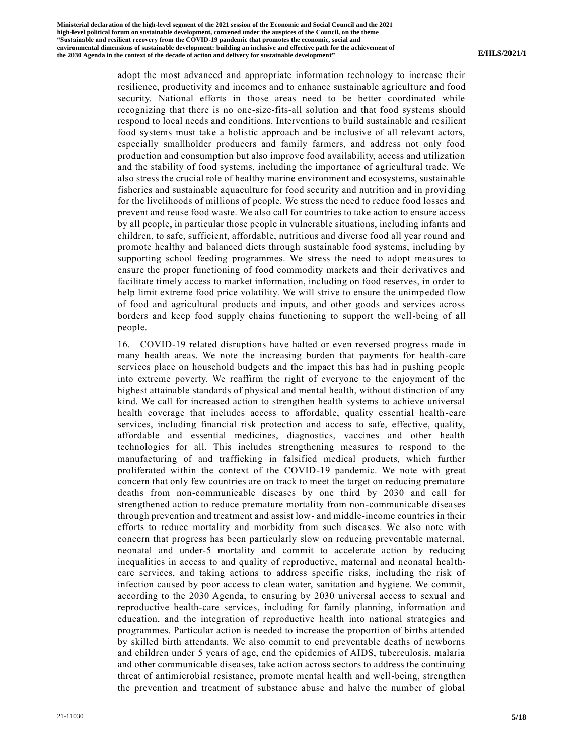adopt the most advanced and appropriate information technology to increase their resilience, productivity and incomes and to enhance sustainable agriculture and food security. National efforts in those areas need to be better coordinated while recognizing that there is no one-size-fits-all solution and that food systems should respond to local needs and conditions. Interventions to build sustainable and resilient food systems must take a holistic approach and be inclusive of all relevant actors, especially smallholder producers and family farmers, and address not only food production and consumption but also improve food availability, access and utilization and the stability of food systems, including the importance of agricultural trade. We also stress the crucial role of healthy marine environment and ecosystems, sustainable fisheries and sustainable aquaculture for food security and nutrition and in providing for the livelihoods of millions of people. We stress the need to reduce food losses and prevent and reuse food waste. We also call for countries to take action to ensure access by all people, in particular those people in vulnerable situations, including infants and children, to safe, sufficient, affordable, nutritious and diverse food all year round and promote healthy and balanced diets through sustainable food systems, including by supporting school feeding programmes. We stress the need to adopt measures to ensure the proper functioning of food commodity markets and their derivatives and facilitate timely access to market information, including on food reserves, in order to help limit extreme food price volatility. We will strive to ensure the unimpeded flow of food and agricultural products and inputs, and other goods and services across borders and keep food supply chains functioning to support the well-being of all people.

16. COVID-19 related disruptions have halted or even reversed progress made in many health areas. We note the increasing burden that payments for health-care services place on household budgets and the impact this has had in pushing people into extreme poverty. We reaffirm the right of everyone to the enjoyment of the highest attainable standards of physical and mental health, without distinction of any kind. We call for increased action to strengthen health systems to achieve universal health coverage that includes access to affordable, quality essential health-care services, including financial risk protection and access to safe, effective, quality, affordable and essential medicines, diagnostics, vaccines and other health technologies for all. This includes strengthening measures to respond to the manufacturing of and trafficking in falsified medical products, which further proliferated within the context of the COVID-19 pandemic. We note with great concern that only few countries are on track to meet the target on reducing premature deaths from non-communicable diseases by one third by 2030 and call for strengthened action to reduce premature mortality from non-communicable diseases through prevention and treatment and assist low- and middle-income countries in their efforts to reduce mortality and morbidity from such diseases. We also note with concern that progress has been particularly slow on reducing preventable maternal, neonatal and under-5 mortality and commit to accelerate action by reducing inequalities in access to and quality of reproductive, maternal and neonatal health-care services, and taking actions to address specific risks, including the risk of infection caused by poor access to clean water, sanitation and hygiene. We commit, according to the 2030 Agenda, to ensuring by 2030 universal access to sexual and reproductive health-care services, including for family planning, information and education, and the integration of reproductive health into national strategies and programmes. Particular action is needed to increase the proportion of births attended by skilled birth attendants. We also commit to end preventable deaths of newborns and children under 5 years of age, end the epidemics of AIDS, tuberculosis, malaria and other communicable diseases, take action across sectors to address the continuing threat of antimicrobial resistance, promote mental health and well-being, strengthen the prevention and treatment of substance abuse and halve the number of global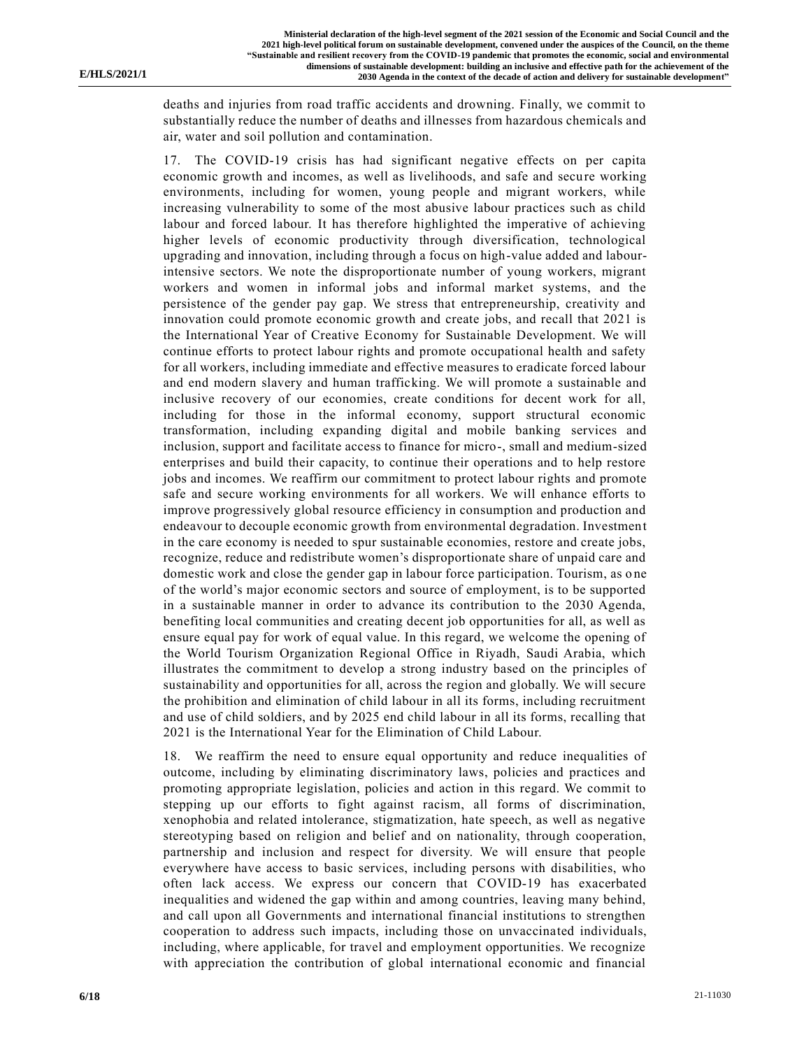deaths and injuries from road traffic accidents and drowning. Finally, we commit to substantially reduce the number of deaths and illnesses from hazardous chemicals and air, water and soil pollution and contamination.

17. The COVID-19 crisis has had significant negative effects on per capita economic growth and incomes, as well as livelihoods, and safe and secure working environments, including for women, young people and migrant workers, while increasing vulnerability to some of the most abusive labour practices such as child labour and forced labour. It has therefore highlighted the imperative of achieving higher levels of economic productivity through diversification, technological upgrading and innovation, including through a focus on high-value added and labour-intensive sectors. We note the disproportionate number of young workers, migrant workers and women in informal jobs and informal market systems, and the persistence of the gender pay gap. We stress that entrepreneurship, creativity and innovation could promote economic growth and create jobs, and recall that 2021 is the International Year of Creative Economy for Sustainable Development. We will continue efforts to protect labour rights and promote occupational health and safety for all workers, including immediate and effective measures to eradicate forced labour and end modern slavery and human trafficking. We will promote a sustainable and inclusive recovery of our economies, create conditions for decent work for all, including for those in the informal economy, support structural economic transformation, including expanding digital and mobile banking services and inclusion, support and facilitate access to finance for micro-, small and medium-sized enterprises and build their capacity, to continue their operations and to help restore jobs and incomes. We reaffirm our commitment to protect labour rights and promote safe and secure working environments for all workers. We will enhance efforts to improve progressively global resource efficiency in consumption and production and endeavour to decouple economic growth from environmental degradation. Investment in the care economy is needed to spur sustainable economies, restore and create jobs, recognize, reduce and redistribute women's disproportionate share of unpaid care and domestic work and close the gender gap in labour force participation. Tourism, as one of the world's major economic sectors and source of employment, is to be supported in a sustainable manner in order to advance its contribution to the 2030 Agenda, benefiting local communities and creating decent job opportunities for all, as well as ensure equal pay for work of equal value. In this regard, we welcome the opening of the World Tourism Organization Regional Office in Riyadh, Saudi Arabia, which illustrates the commitment to develop a strong industry based on the principles of sustainability and opportunities for all, across the region and globally. We will secure the prohibition and elimination of child labour in all its forms, including recruitment and use of child soldiers, and by 2025 end child labour in all its forms, recalling that 2021 is the International Year for the Elimination of Child Labour.

18. We reaffirm the need to ensure equal opportunity and reduce inequalities of outcome, including by eliminating discriminatory laws, policies and practices and promoting appropriate legislation, policies and action in this regard. We commit to stepping up our efforts to fight against racism, all forms of discrimination, xenophobia and related intolerance, stigmatization, hate speech, as well as negative stereotyping based on religion and belief and on nationality, through cooperation, partnership and inclusion and respect for diversity. We will ensure that people everywhere have access to basic services, including persons with disabilities, who often lack access. We express our concern that COVID-19 has exacerbated inequalities and widened the gap within and among countries, leaving many behind, and call upon all Governments and international financial institutions to strengthen cooperation to address such impacts, including those on unvaccinated individuals, including, where applicable, for travel and employment opportunities. We recognize with appreciation the contribution of global international economic and financial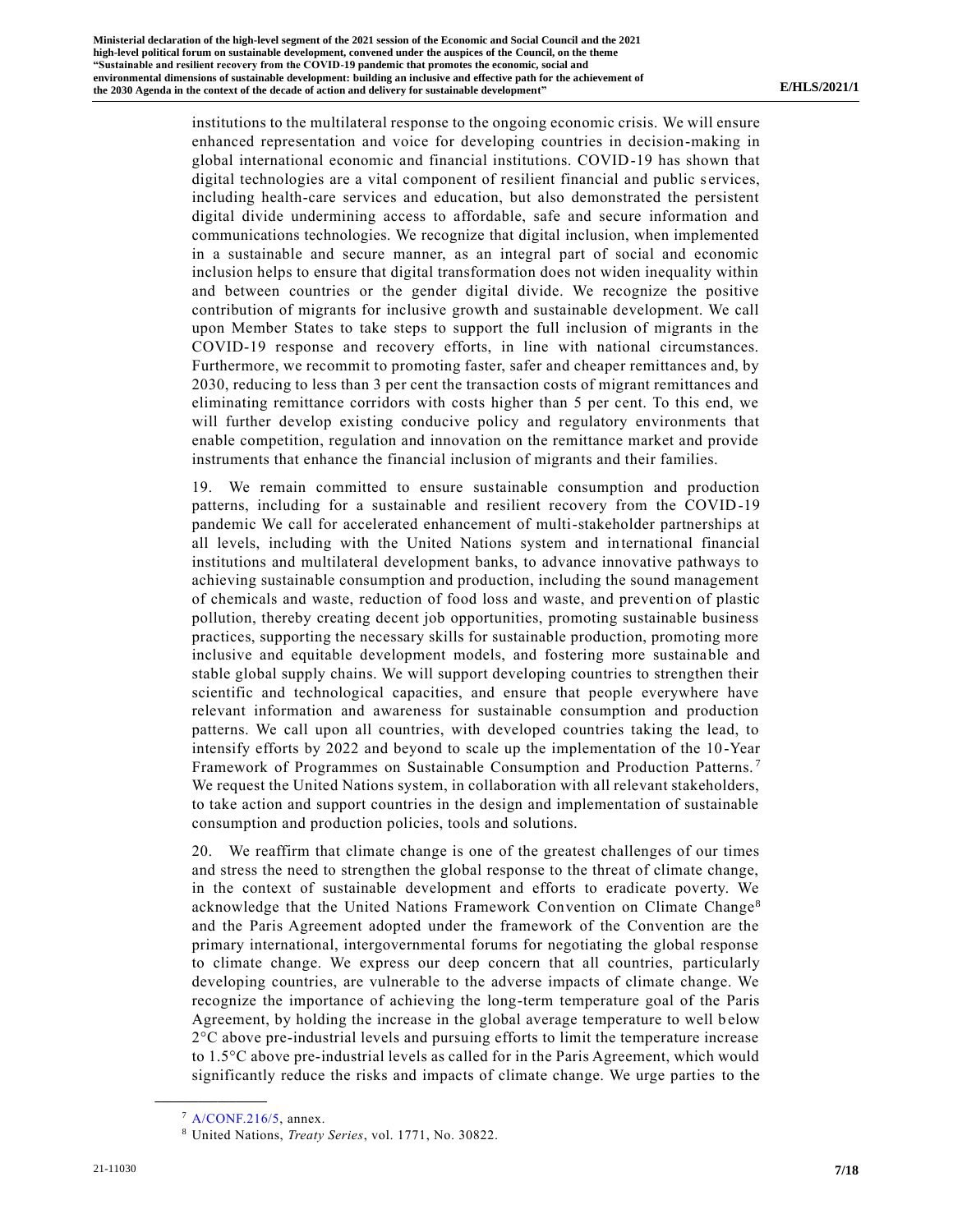institutions to the multilateral response to the ongoing economic crisis. We will ensure enhanced representation and voice for developing countries in decision-making in global international economic and financial institutions. COVID-19 has shown that digital technologies are a vital component of resilient financial and public services, including health-care services and education, but also demonstrated the persistent digital divide undermining access to affordable, safe and secure information and communications technologies. We recognize that digital inclusion, when implemented in a sustainable and secure manner, as an integral part of social and economic inclusion helps to ensure that digital transformation does not widen inequality within and between countries or the gender digital divide. We recognize the positive contribution of migrants for inclusive growth and sustainable development. We call upon Member States to take steps to support the full inclusion of migrants in the COVID-19 response and recovery efforts, in line with national circumstances. Furthermore, we recommit to promoting faster, safer and cheaper remittances and, by 2030, reducing to less than 3 per cent the transaction costs of migrant remittances and eliminating remittance corridors with costs higher than 5 per cent. To this end, we will further develop existing conducive policy and regulatory environments that enable competition, regulation and innovation on the remittance market and provide instruments that enhance the financial inclusion of migrants and their families.

19. We remain committed to ensure sustainable consumption and production patterns, including for a sustainable and resilient recovery from the COVID-19 pandemic We call for accelerated enhancement of multi-stakeholder partnerships at all levels, including with the United Nations system and international financial institutions and multilateral development banks, to advance innovative pathways to achieving sustainable consumption and production, including the sound management of chemicals and waste, reduction of food loss and waste, and prevention of plastic pollution, thereby creating decent job opportunities, promoting sustainable business practices, supporting the necessary skills for sustainable production, promoting more inclusive and equitable development models, and fostering more sustainable and stable global supply chains. We will support developing countries to strengthen their scientific and technological capacities, and ensure that people everywhere have relevant information and awareness for sustainable consumption and production patterns. We call upon all countries, with developed countries taking the lead, to intensify efforts by 2022 and beyond to scale up the implementation of the 10-Year Framework of Programmes on Sustainable Consumption and Production Patterns.[7] We request the United Nations system, in collaboration with all relevant stakeholders, to take action and support countries in the design and implementation of sustainable consumption and production policies, tools and solutions.

20. We reaffirm that climate change is one of the greatest challenges of our times and stress the need to strengthen the global response to the threat of climate change, in the context of sustainable development and efforts to eradicate poverty. We acknowledge that the United Nations Framework Convention on Climate Change[8] and the Paris Agreement adopted under the framework of the Convention are the primary international, intergovernmental forums for negotiating the global response to climate change. We express our deep concern that all countries, particularly developing countries, are vulnerable to the adverse impacts of climate change. We recognize the importance of achieving the long-term temperature goal of the Paris Agreement, by holding the increase in the global average temperature to well below 2°C above pre-industrial levels and pursuing efforts to limit the temperature increase to 1.5°C above pre-industrial levels as called for in the Paris Agreement, which would significantly reduce the risks and impacts of climate change. We urge parties to the

[7] A/CONF.216/5, annex.

[8] United Nations, *Treaty Series*, vol. 1771, No. 30822.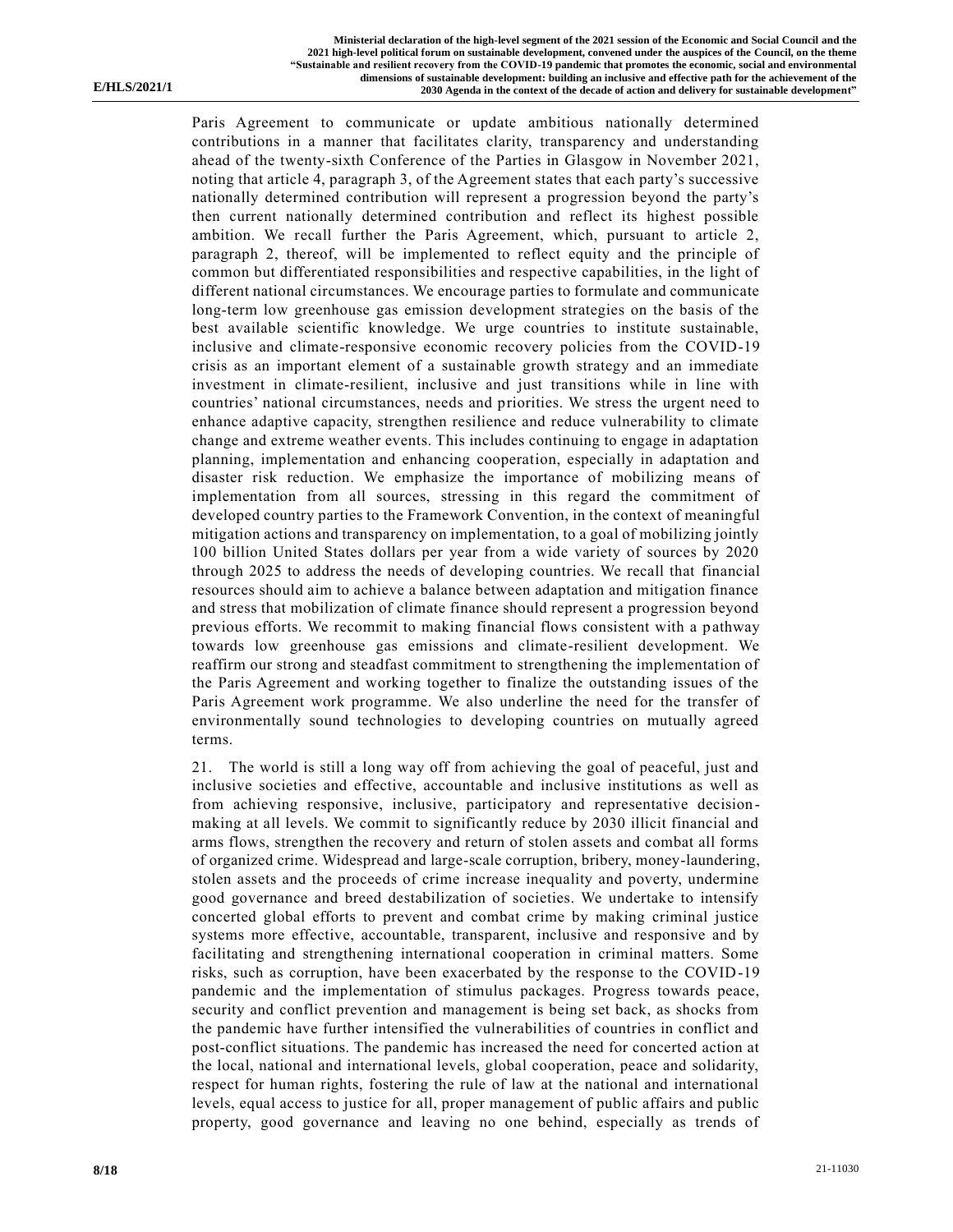Paris Agreement to communicate or update ambitious nationally determined contributions in a manner that facilitates clarity, transparency and understanding ahead of the twenty-sixth Conference of the Parties in Glasgow in November 2021, noting that article 4, paragraph 3, of the Agreement states that each party's successive nationally determined contribution will represent a progression beyond the party's then current nationally determined contribution and reflect its highest possible ambition. We recall further the Paris Agreement, which, pursuant to article 2, paragraph 2, thereof, will be implemented to reflect equity and the principle of common but differentiated responsibilities and respective capabilities, in the light of different national circumstances. We encourage parties to formulate and communicate long-term low greenhouse gas emission development strategies on the basis of the best available scientific knowledge. We urge countries to institute sustainable, inclusive and climate-responsive economic recovery policies from the COVID-19 crisis as an important element of a sustainable growth strategy and an immediate investment in climate-resilient, inclusive and just transitions while in line with countries' national circumstances, needs and priorities. We stress the urgent need to enhance adaptive capacity, strengthen resilience and reduce vulnerability to climate change and extreme weather events. This includes continuing to engage in adaptation planning, implementation and enhancing cooperation, especially in adaptation and disaster risk reduction. We emphasize the importance of mobilizing means of implementation from all sources, stressing in this regard the commitment of developed country parties to the Framework Convention, in the context of meaningful mitigation actions and transparency on implementation, to a goal of mobilizing jointly 100 billion United States dollars per year from a wide variety of sources by 2020 through 2025 to address the needs of developing countries. We recall that financial resources should aim to achieve a balance between adaptation and mitigation finance and stress that mobilization of climate finance should represent a progression beyond previous efforts. We recommit to making financial flows consistent with a pathway towards low greenhouse gas emissions and climate-resilient development. We reaffirm our strong and steadfast commitment to strengthening the implementation of the Paris Agreement and working together to finalize the outstanding issues of the Paris Agreement work programme. We also underline the need for the transfer of environmentally sound technologies to developing countries on mutually agreed terms.

21. The world is still a long way off from achieving the goal of peaceful, just and inclusive societies and effective, accountable and inclusive institutions as well as from achieving responsive, inclusive, participatory and representative decision-making at all levels. We commit to significantly reduce by 2030 illicit financial and arms flows, strengthen the recovery and return of stolen assets and combat all forms of organized crime. Widespread and large-scale corruption, bribery, money-laundering, stolen assets and the proceeds of crime increase inequality and poverty, undermine good governance and breed destabilization of societies. We undertake to intensify concerted global efforts to prevent and combat crime by making criminal justice systems more effective, accountable, transparent, inclusive and responsive and by facilitating and strengthening international cooperation in criminal matters. Some risks, such as corruption, have been exacerbated by the response to the COVID-19 pandemic and the implementation of stimulus packages. Progress towards peace, security and conflict prevention and management is being set back, as shocks from the pandemic have further intensified the vulnerabilities of countries in conflict and post-conflict situations. The pandemic has increased the need for concerted action at the local, national and international levels, global cooperation, peace and solidarity, respect for human rights, fostering the rule of law at the national and international levels, equal access to justice for all, proper management of public affairs and public property, good governance and leaving no one behind, especially as trends of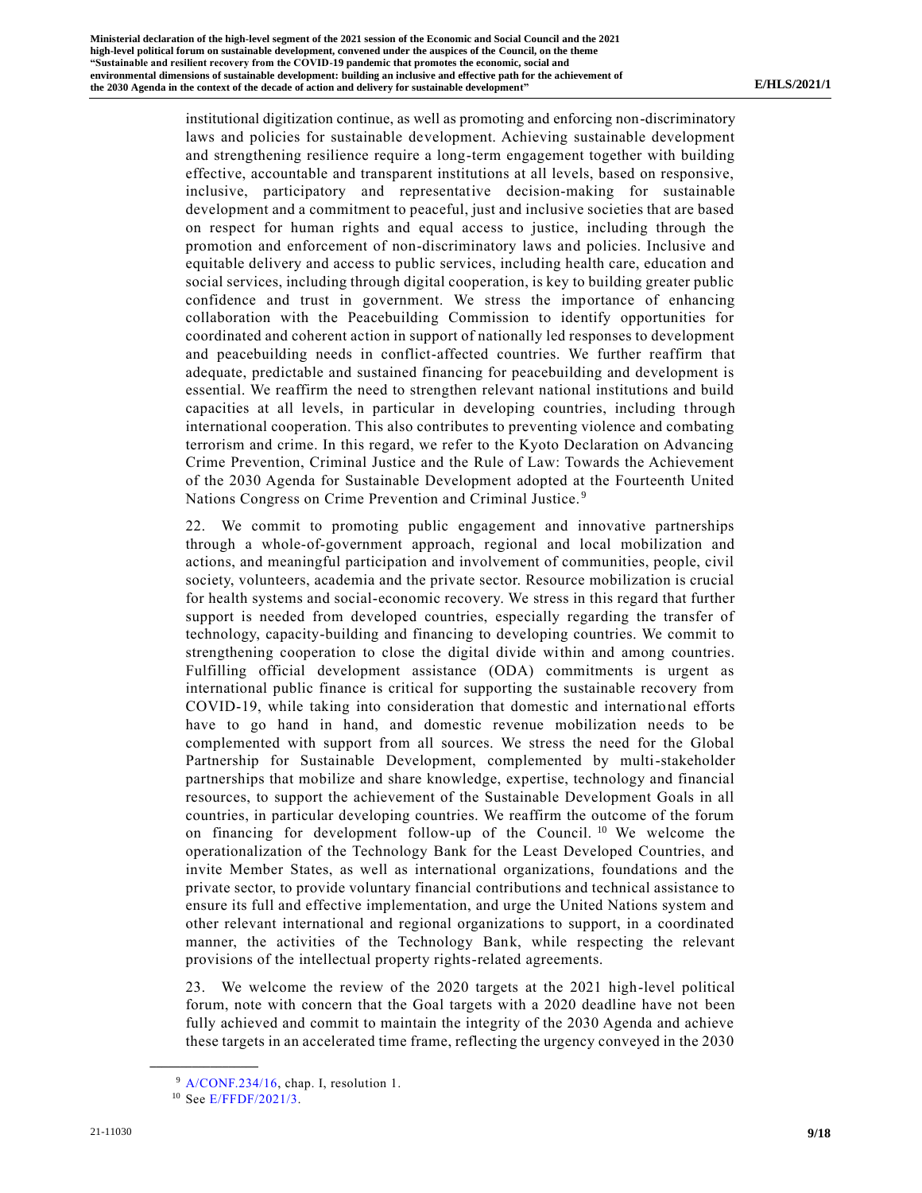institutional digitization continue, as well as promoting and enforcing non-discriminatory laws and policies for sustainable development. Achieving sustainable development and strengthening resilience require a long-term engagement together with building effective, accountable and transparent institutions at all levels, based on responsive, inclusive, participatory and representative decision-making for sustainable development and a commitment to peaceful, just and inclusive societies that are based on respect for human rights and equal access to justice, including through the promotion and enforcement of non-discriminatory laws and policies. Inclusive and equitable delivery and access to public services, including health care, education and social services, including through digital cooperation, is key to building greater public confidence and trust in government. We stress the importance of enhancing collaboration with the Peacebuilding Commission to identify opportunities for coordinated and coherent action in support of nationally led responses to development and peacebuilding needs in conflict-affected countries. We further reaffirm that adequate, predictable and sustained financing for peacebuilding and development is essential. We reaffirm the need to strengthen relevant national institutions and build capacities at all levels, in particular in developing countries, including through international cooperation. This also contributes to preventing violence and combating terrorism and crime. In this regard, we refer to the Kyoto Declaration on Advancing Crime Prevention, Criminal Justice and the Rule of Law: Towards the Achievement of the 2030 Agenda for Sustainable Development adopted at the Fourteenth United Nations Congress on Crime Prevention and Criminal Justice.[9]

22. We commit to promoting public engagement and innovative partnerships through a whole-of-government approach, regional and local mobilization and actions, and meaningful participation and involvement of communities, people, civil society, volunteers, academia and the private sector. Resource mobilization is crucial for health systems and social-economic recovery. We stress in this regard that further support is needed from developed countries, especially regarding the transfer of technology, capacity-building and financing to developing countries. We commit to strengthening cooperation to close the digital divide within and among countries. Fulfilling official development assistance (ODA) commitments is urgent as international public finance is critical for supporting the sustainable recovery from COVID-19, while taking into consideration that domestic and international efforts have to go hand in hand, and domestic revenue mobilization needs to be complemented with support from all sources. We stress the need for the Global Partnership for Sustainable Development, complemented by multi-stakeholder partnerships that mobilize and share knowledge, expertise, technology and financial resources, to support the achievement of the Sustainable Development Goals in all countries, in particular developing countries. We reaffirm the outcome of the forum on financing for development follow-up of the Council.[10] We welcome the operationalization of the Technology Bank for the Least Developed Countries, and invite Member States, as well as international organizations, foundations and the private sector, to provide voluntary financial contributions and technical assistance to ensure its full and effective implementation, and urge the United Nations system and other relevant international and regional organizations to support, in a coordinated manner, the activities of the Technology Bank, while respecting the relevant provisions of the intellectual property rights-related agreements.

23. We welcome the review of the 2020 targets at the 2021 high-level political forum, note with concern that the Goal targets with a 2020 deadline have not been fully achieved and commit to maintain the integrity of the 2030 Agenda and achieve these targets in an accelerated time frame, reflecting the urgency conveyed in the 2030

---

[9] A/CONF.234/16, chap. I, resolution 1.

[10] See E/FFDF/2021/3.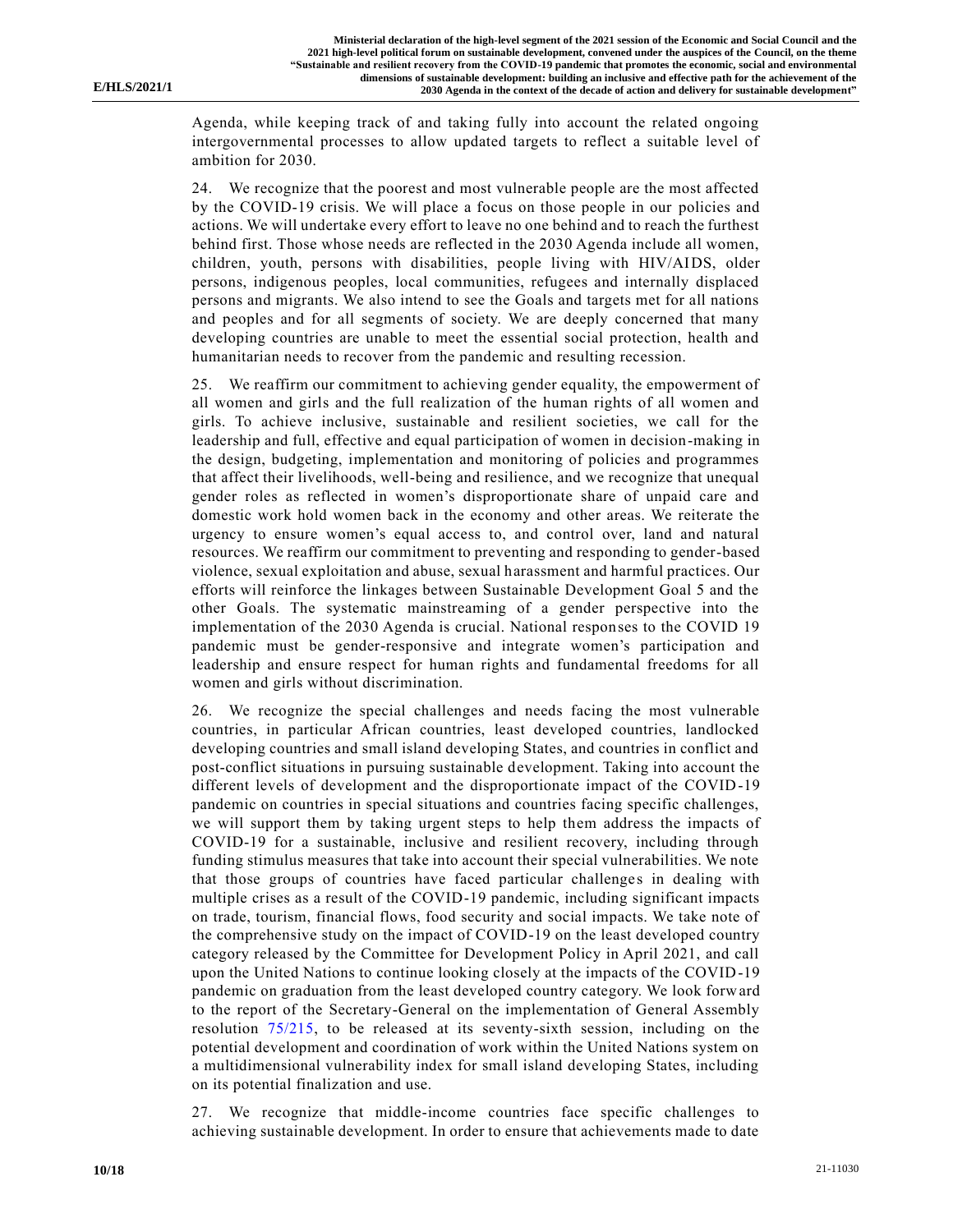Agenda, while keeping track of and taking fully into account the related ongoing intergovernmental processes to allow updated targets to reflect a suitable level of ambition for 2030.

24. We recognize that the poorest and most vulnerable people are the most affected by the COVID-19 crisis. We will place a focus on those people in our policies and actions. We will undertake every effort to leave no one behind and to reach the furthest behind first. Those whose needs are reflected in the 2030 Agenda include all women, children, youth, persons with disabilities, people living with HIV/AIDS, older persons, indigenous peoples, local communities, refugees and internally displaced persons and migrants. We also intend to see the Goals and targets met for all nations and peoples and for all segments of society. We are deeply concerned that many developing countries are unable to meet the essential social protection, health and humanitarian needs to recover from the pandemic and resulting recession.

25. We reaffirm our commitment to achieving gender equality, the empowerment of all women and girls and the full realization of the human rights of all women and girls. To achieve inclusive, sustainable and resilient societies, we call for the leadership and full, effective and equal participation of women in decision-making in the design, budgeting, implementation and monitoring of policies and programmes that affect their livelihoods, well-being and resilience, and we recognize that unequal gender roles as reflected in women's disproportionate share of unpaid care and domestic work hold women back in the economy and other areas. We reiterate the urgency to ensure women's equal access to, and control over, land and natural resources. We reaffirm our commitment to preventing and responding to gender-based violence, sexual exploitation and abuse, sexual harassment and harmful practices. Our efforts will reinforce the linkages between Sustainable Development Goal 5 and the other Goals. The systematic mainstreaming of a gender perspective into the implementation of the 2030 Agenda is crucial. National responses to the COVID 19 pandemic must be gender-responsive and integrate women's participation and leadership and ensure respect for human rights and fundamental freedoms for all women and girls without discrimination.

26. We recognize the special challenges and needs facing the most vulnerable countries, in particular African countries, least developed countries, landlocked developing countries and small island developing States, and countries in conflict and post-conflict situations in pursuing sustainable development. Taking into account the different levels of development and the disproportionate impact of the COVID-19 pandemic on countries in special situations and countries facing specific challenges, we will support them by taking urgent steps to help them address the impacts of COVID-19 for a sustainable, inclusive and resilient recovery, including through funding stimulus measures that take into account their special vulnerabilities. We note that those groups of countries have faced particular challenges in dealing with multiple crises as a result of the COVID-19 pandemic, including significant impacts on trade, tourism, financial flows, food security and social impacts. We take note of the comprehensive study on the impact of COVID-19 on the least developed country category released by the Committee for Development Policy in April 2021, and call upon the United Nations to continue looking closely at the impacts of the COVID-19 pandemic on graduation from the least developed country category. We look forward to the report of the Secretary-General on the implementation of General Assembly resolution 75/215, to be released at its seventy-sixth session, including on the potential development and coordination of work within the United Nations system on a multidimensional vulnerability index for small island developing States, including on its potential finalization and use.

27. We recognize that middle-income countries face specific challenges to achieving sustainable development. In order to ensure that achievements made to date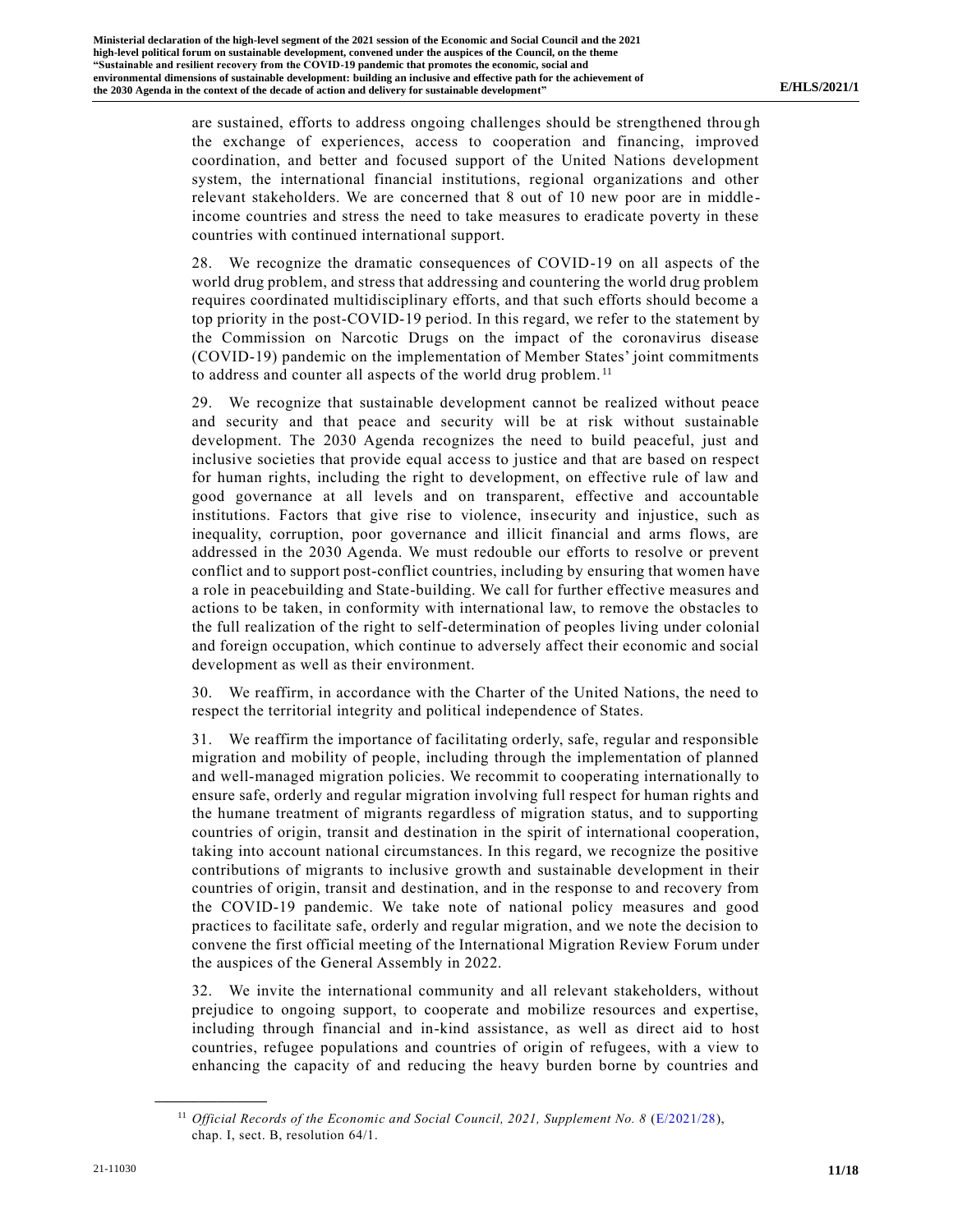are sustained, efforts to address ongoing challenges should be strengthened through the exchange of experiences, access to cooperation and financing, improved coordination, and better and focused support of the United Nations development system, the international financial institutions, regional organizations and other relevant stakeholders. We are concerned that 8 out of 10 new poor are in middle-income countries and stress the need to take measures to eradicate poverty in these countries with continued international support.

28. We recognize the dramatic consequences of COVID-19 on all aspects of the world drug problem, and stress that addressing and countering the world drug problem requires coordinated multidisciplinary efforts, and that such efforts should become a top priority in the post-COVID-19 period. In this regard, we refer to the statement by the Commission on Narcotic Drugs on the impact of the coronavirus disease (COVID-19) pandemic on the implementation of Member States' joint commitments to address and counter all aspects of the world drug problem.[11]

29. We recognize that sustainable development cannot be realized without peace and security and that peace and security will be at risk without sustainable development. The 2030 Agenda recognizes the need to build peaceful, just and inclusive societies that provide equal access to justice and that are based on respect for human rights, including the right to development, on effective rule of law and good governance at all levels and on transparent, effective and accountable institutions. Factors that give rise to violence, insecurity and injustice, such as inequality, corruption, poor governance and illicit financial and arms flows, are addressed in the 2030 Agenda. We must redouble our efforts to resolve or prevent conflict and to support post-conflict countries, including by ensuring that women have a role in peacebuilding and State-building. We call for further effective measures and actions to be taken, in conformity with international law, to remove the obstacles to the full realization of the right to self-determination of peoples living under colonial and foreign occupation, which continue to adversely affect their economic and social development as well as their environment.

30. We reaffirm, in accordance with the Charter of the United Nations, the need to respect the territorial integrity and political independence of States.

31. We reaffirm the importance of facilitating orderly, safe, regular and responsible migration and mobility of people, including through the implementation of planned and well-managed migration policies. We recommit to cooperating internationally to ensure safe, orderly and regular migration involving full respect for human rights and the humane treatment of migrants regardless of migration status, and to supporting countries of origin, transit and destination in the spirit of international cooperation, taking into account national circumstances. In this regard, we recognize the positive contributions of migrants to inclusive growth and sustainable development in their countries of origin, transit and destination, and in the response to and recovery from the COVID-19 pandemic. We take note of national policy measures and good practices to facilitate safe, orderly and regular migration, and we note the decision to convene the first official meeting of the International Migration Review Forum under the auspices of the General Assembly in 2022.

32. We invite the international community and all relevant stakeholders, without prejudice to ongoing support, to cooperate and mobilize resources and expertise, including through financial and in-kind assistance, as well as direct aid to host countries, refugee populations and countries of origin of refugees, with a view to enhancing the capacity of and reducing the heavy burden borne by countries and

---

[11] *Official Records of the Economic and Social Council, 2021, Supplement No. 8* (E/2021/28), chap. I, sect. B, resolution 64/1.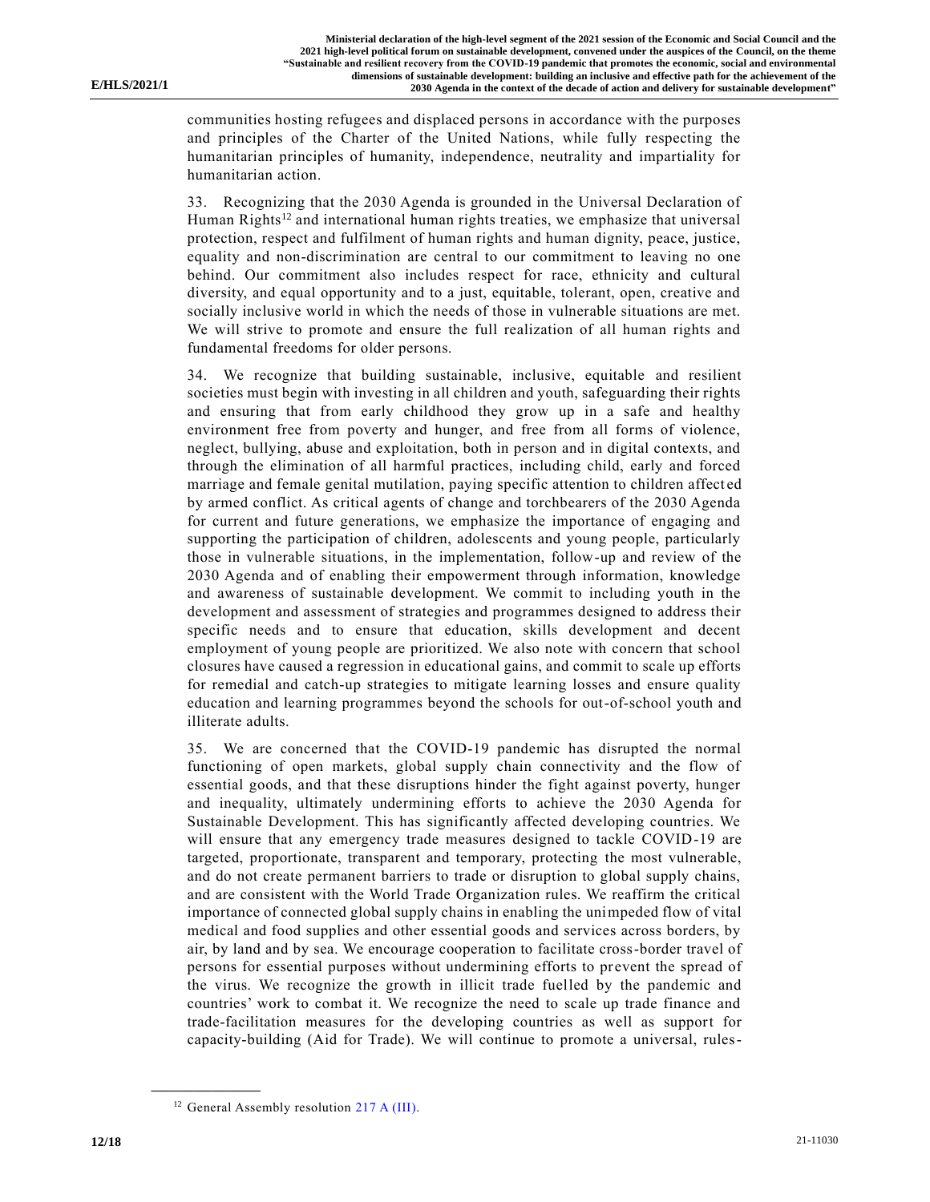communities hosting refugees and displaced persons in accordance with the purposes and principles of the Charter of the United Nations, while fully respecting the humanitarian principles of humanity, independence, neutrality and impartiality for humanitarian action.

33. Recognizing that the 2030 Agenda is grounded in the Universal Declaration of Human Rights[12] and international human rights treaties, we emphasize that universal protection, respect and fulfilment of human rights and human dignity, peace, justice, equality and non-discrimination are central to our commitment to leaving no one behind. Our commitment also includes respect for race, ethnicity and cultural diversity, and equal opportunity and to a just, equitable, tolerant, open, creative and socially inclusive world in which the needs of those in vulnerable situations are met. We will strive to promote and ensure the full realization of all human rights and fundamental freedoms for older persons.

34. We recognize that building sustainable, inclusive, equitable and resilient societies must begin with investing in all children and youth, safeguarding their rights and ensuring that from early childhood they grow up in a safe and healthy environment free from poverty and hunger, and free from all forms of violence, neglect, bullying, abuse and exploitation, both in person and in digital contexts, and through the elimination of all harmful practices, including child, early and forced marriage and female genital mutilation, paying specific attention to children affected by armed conflict. As critical agents of change and torchbearers of the 2030 Agenda for current and future generations, we emphasize the importance of engaging and supporting the participation of children, adolescents and young people, particularly those in vulnerable situations, in the implementation, follow-up and review of the 2030 Agenda and of enabling their empowerment through information, knowledge and awareness of sustainable development. We commit to including youth in the development and assessment of strategies and programmes designed to address their specific needs and to ensure that education, skills development and decent employment of young people are prioritized. We also note with concern that school closures have caused a regression in educational gains, and commit to scale up efforts for remedial and catch-up strategies to mitigate learning losses and ensure quality education and learning programmes beyond the schools for out-of-school youth and illiterate adults.

35. We are concerned that the COVID-19 pandemic has disrupted the normal functioning of open markets, global supply chain connectivity and the flow of essential goods, and that these disruptions hinder the fight against poverty, hunger and inequality, ultimately undermining efforts to achieve the 2030 Agenda for Sustainable Development. This has significantly affected developing countries. We will ensure that any emergency trade measures designed to tackle COVID-19 are targeted, proportionate, transparent and temporary, protecting the most vulnerable, and do not create permanent barriers to trade or disruption to global supply chains, and are consistent with the World Trade Organization rules. We reaffirm the critical importance of connected global supply chains in enabling the unimpeded flow of vital medical and food supplies and other essential goods and services across borders, by air, by land and by sea. We encourage cooperation to facilitate cross-border travel of persons for essential purposes without undermining efforts to prevent the spread of the virus. We recognize the growth in illicit trade fuelled by the pandemic and countries' work to combat it. We recognize the need to scale up trade finance and trade-facilitation measures for the developing countries as well as support for capacity-building (Aid for Trade). We will continue to promote a universal, rules-

[12] General Assembly resolution 217 A (III).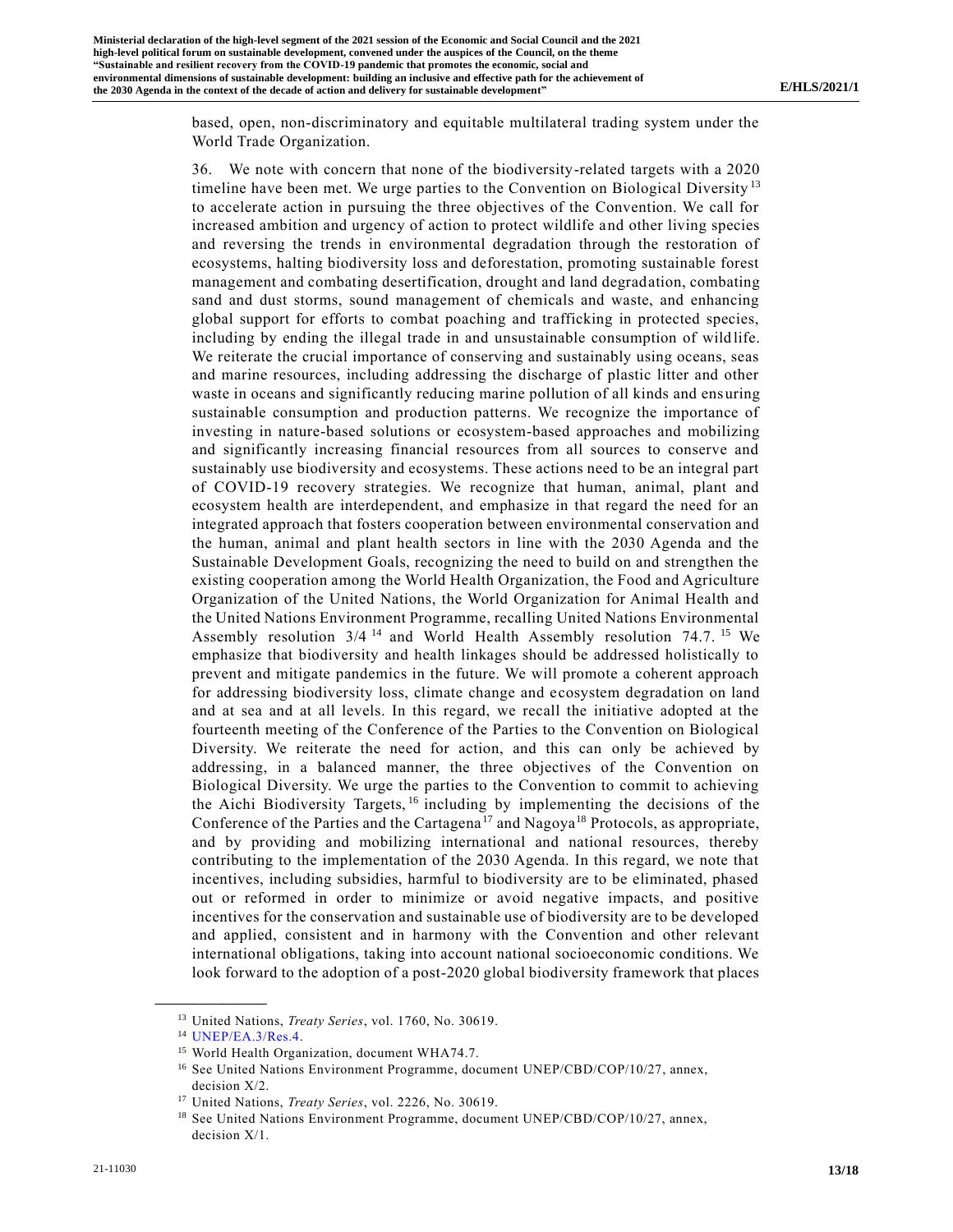based, open, non-discriminatory and equitable multilateral trading system under the World Trade Organization.

36. We note with concern that none of the biodiversity-related targets with a 2020 timeline have been met. We urge parties to the Convention on Biological Diversity[13] to accelerate action in pursuing the three objectives of the Convention. We call for increased ambition and urgency of action to protect wildlife and other living species and reversing the trends in environmental degradation through the restoration of ecosystems, halting biodiversity loss and deforestation, promoting sustainable forest management and combating desertification, drought and land degradation, combating sand and dust storms, sound management of chemicals and waste, and enhancing global support for efforts to combat poaching and trafficking in protected species, including by ending the illegal trade in and unsustainable consumption of wildlife. We reiterate the crucial importance of conserving and sustainably using oceans, seas and marine resources, including addressing the discharge of plastic litter and other waste in oceans and significantly reducing marine pollution of all kinds and ensuring sustainable consumption and production patterns. We recognize the importance of investing in nature-based solutions or ecosystem-based approaches and mobilizing and significantly increasing financial resources from all sources to conserve and sustainably use biodiversity and ecosystems. These actions need to be an integral part of COVID-19 recovery strategies. We recognize that human, animal, plant and ecosystem health are interdependent, and emphasize in that regard the need for an integrated approach that fosters cooperation between environmental conservation and the human, animal and plant health sectors in line with the 2030 Agenda and the Sustainable Development Goals, recognizing the need to build on and strengthen the existing cooperation among the World Health Organization, the Food and Agriculture Organization of the United Nations, the World Organization for Animal Health and the United Nations Environment Programme, recalling United Nations Environmental Assembly resolution 3/4[14] and World Health Assembly resolution 74.7.[15] We emphasize that biodiversity and health linkages should be addressed holistically to prevent and mitigate pandemics in the future. We will promote a coherent approach for addressing biodiversity loss, climate change and ecosystem degradation on land and at sea and at all levels. In this regard, we recall the initiative adopted at the fourteenth meeting of the Conference of the Parties to the Convention on Biological Diversity. We reiterate the need for action, and this can only be achieved by addressing, in a balanced manner, the three objectives of the Convention on Biological Diversity. We urge the parties to the Convention to commit to achieving the Aichi Biodiversity Targets,[16] including by implementing the decisions of the Conference of the Parties and the Cartagena[17] and Nagoya[18] Protocols, as appropriate, and by providing and mobilizing international and national resources, thereby contributing to the implementation of the 2030 Agenda. In this regard, we note that incentives, including subsidies, harmful to biodiversity are to be eliminated, phased out or reformed in order to minimize or avoid negative impacts, and positive incentives for the conservation and sustainable use of biodiversity are to be developed and applied, consistent and in harmony with the Convention and other relevant international obligations, taking into account national socioeconomic conditions. We look forward to the adoption of a post-2020 global biodiversity framework that places

---

[13] United Nations, *Treaty Series*, vol. 1760, No. 30619.

[14] UNEP/EA.3/Res.4.

[15] World Health Organization, document WHA74.7.

[16] See United Nations Environment Programme, document UNEP/CBD/COP/10/27, annex, decision X/2.

[17] United Nations, *Treaty Series*, vol. 2226, No. 30619.

[18] See United Nations Environment Programme, document UNEP/CBD/COP/10/27, annex, decision X/1.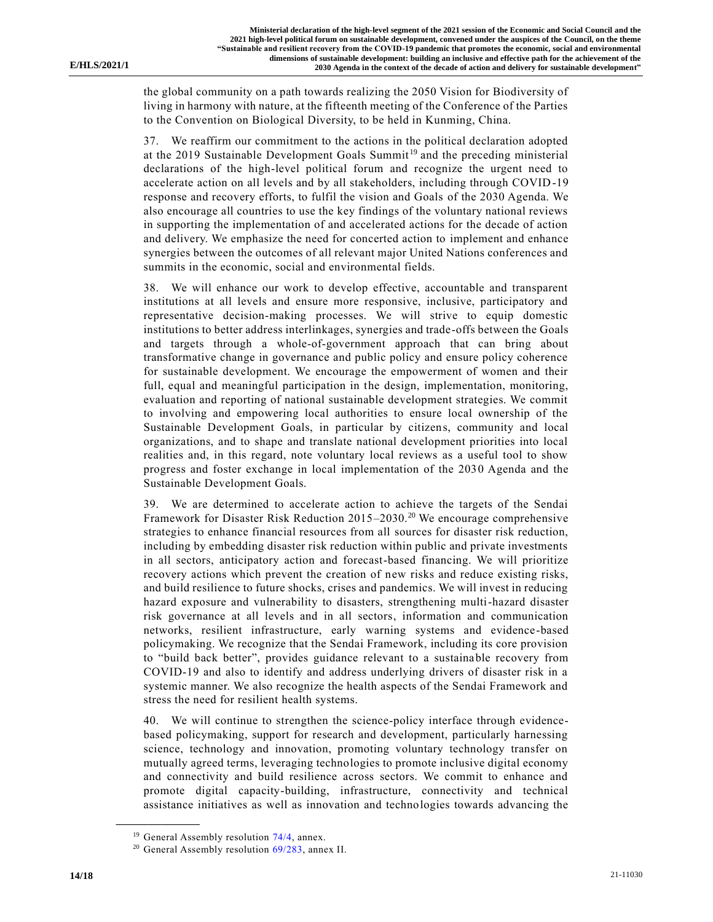the global community on a path towards realizing the 2050 Vision for Biodiversity of living in harmony with nature, at the fifteenth meeting of the Conference of the Parties to the Convention on Biological Diversity, to be held in Kunming, China.

37. We reaffirm our commitment to the actions in the political declaration adopted at the 2019 Sustainable Development Goals Summit[19] and the preceding ministerial declarations of the high-level political forum and recognize the urgent need to accelerate action on all levels and by all stakeholders, including through COVID-19 response and recovery efforts, to fulfil the vision and Goals of the 2030 Agenda. We also encourage all countries to use the key findings of the voluntary national reviews in supporting the implementation of and accelerated actions for the decade of action and delivery. We emphasize the need for concerted action to implement and enhance synergies between the outcomes of all relevant major United Nations conferences and summits in the economic, social and environmental fields.

38. We will enhance our work to develop effective, accountable and transparent institutions at all levels and ensure more responsive, inclusive, participatory and representative decision-making processes. We will strive to equip domestic institutions to better address interlinkages, synergies and trade-offs between the Goals and targets through a whole-of-government approach that can bring about transformative change in governance and public policy and ensure policy coherence for sustainable development. We encourage the empowerment of women and their full, equal and meaningful participation in the design, implementation, monitoring, evaluation and reporting of national sustainable development strategies. We commit to involving and empowering local authorities to ensure local ownership of the Sustainable Development Goals, in particular by citizens, community and local organizations, and to shape and translate national development priorities into local realities and, in this regard, note voluntary local reviews as a useful tool to show progress and foster exchange in local implementation of the 2030 Agenda and the Sustainable Development Goals.

39. We are determined to accelerate action to achieve the targets of the Sendai Framework for Disaster Risk Reduction 2015–2030.[20] We encourage comprehensive strategies to enhance financial resources from all sources for disaster risk reduction, including by embedding disaster risk reduction within public and private investments in all sectors, anticipatory action and forecast-based financing. We will prioritize recovery actions which prevent the creation of new risks and reduce existing risks, and build resilience to future shocks, crises and pandemics. We will invest in reducing hazard exposure and vulnerability to disasters, strengthening multi-hazard disaster risk governance at all levels and in all sectors, information and communication networks, resilient infrastructure, early warning systems and evidence-based policymaking. We recognize that the Sendai Framework, including its core provision to "build back better", provides guidance relevant to a sustainable recovery from COVID-19 and also to identify and address underlying drivers of disaster risk in a systemic manner. We also recognize the health aspects of the Sendai Framework and stress the need for resilient health systems.

40. We will continue to strengthen the science-policy interface through evidence-based policymaking, support for research and development, particularly harnessing science, technology and innovation, promoting voluntary technology transfer on mutually agreed terms, leveraging technologies to promote inclusive digital economy and connectivity and build resilience across sectors. We commit to enhance and promote digital capacity-building, infrastructure, connectivity and technical assistance initiatives as well as innovation and technologies towards advancing the

---

[19] General Assembly resolution 74/4, annex.

[20] General Assembly resolution 69/283, annex II.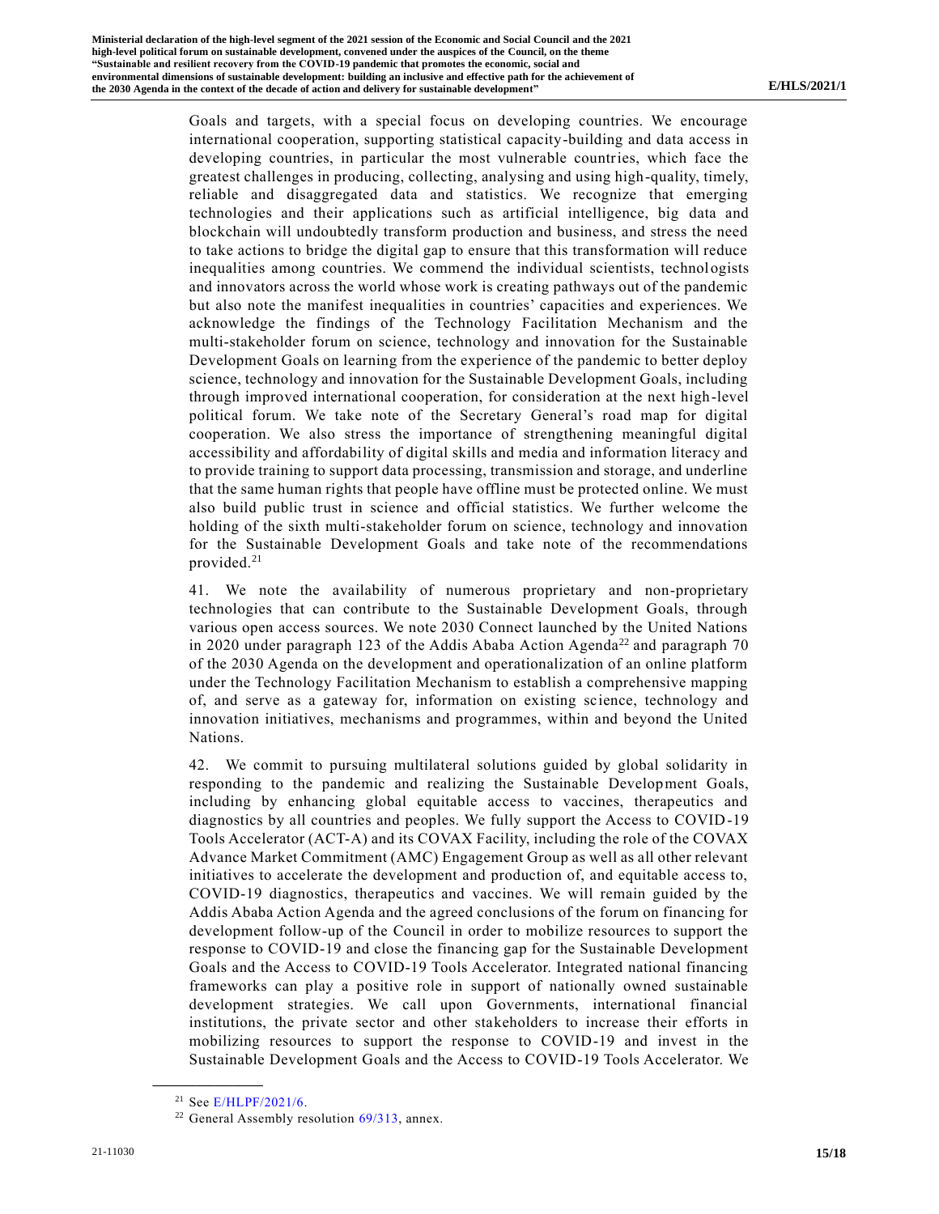Goals and targets, with a special focus on developing countries. We encourage international cooperation, supporting statistical capacity-building and data access in developing countries, in particular the most vulnerable countries, which face the greatest challenges in producing, collecting, analysing and using high-quality, timely, reliable and disaggregated data and statistics. We recognize that emerging technologies and their applications such as artificial intelligence, big data and blockchain will undoubtedly transform production and business, and stress the need to take actions to bridge the digital gap to ensure that this transformation will reduce inequalities among countries. We commend the individual scientists, technologists and innovators across the world whose work is creating pathways out of the pandemic but also note the manifest inequalities in countries' capacities and experiences. We acknowledge the findings of the Technology Facilitation Mechanism and the multi-stakeholder forum on science, technology and innovation for the Sustainable Development Goals on learning from the experience of the pandemic to better deploy science, technology and innovation for the Sustainable Development Goals, including through improved international cooperation, for consideration at the next high-level political forum. We take note of the Secretary General's road map for digital cooperation. We also stress the importance of strengthening meaningful digital accessibility and affordability of digital skills and media and information literacy and to provide training to support data processing, transmission and storage, and underline that the same human rights that people have offline must be protected online. We must also build public trust in science and official statistics. We further welcome the holding of the sixth multi-stakeholder forum on science, technology and innovation for the Sustainable Development Goals and take note of the recommendations provided.[21]

41. We note the availability of numerous proprietary and non-proprietary technologies that can contribute to the Sustainable Development Goals, through various open access sources. We note 2030 Connect launched by the United Nations in 2020 under paragraph 123 of the Addis Ababa Action Agenda[22] and paragraph 70 of the 2030 Agenda on the development and operationalization of an online platform under the Technology Facilitation Mechanism to establish a comprehensive mapping of, and serve as a gateway for, information on existing science, technology and innovation initiatives, mechanisms and programmes, within and beyond the United Nations.

42. We commit to pursuing multilateral solutions guided by global solidarity in responding to the pandemic and realizing the Sustainable Development Goals, including by enhancing global equitable access to vaccines, therapeutics and diagnostics by all countries and peoples. We fully support the Access to COVID-19 Tools Accelerator (ACT-A) and its COVAX Facility, including the role of the COVAX Advance Market Commitment (AMC) Engagement Group as well as all other relevant initiatives to accelerate the development and production of, and equitable access to, COVID-19 diagnostics, therapeutics and vaccines. We will remain guided by the Addis Ababa Action Agenda and the agreed conclusions of the forum on financing for development follow-up of the Council in order to mobilize resources to support the response to COVID-19 and close the financing gap for the Sustainable Development Goals and the Access to COVID-19 Tools Accelerator. Integrated national financing frameworks can play a positive role in support of nationally owned sustainable development strategies. We call upon Governments, international financial institutions, the private sector and other stakeholders to increase their efforts in mobilizing resources to support the response to COVID-19 and invest in the Sustainable Development Goals and the Access to COVID-19 Tools Accelerator. We

---

[21] See E/HLPF/2021/6.

[22] General Assembly resolution 69/313, annex.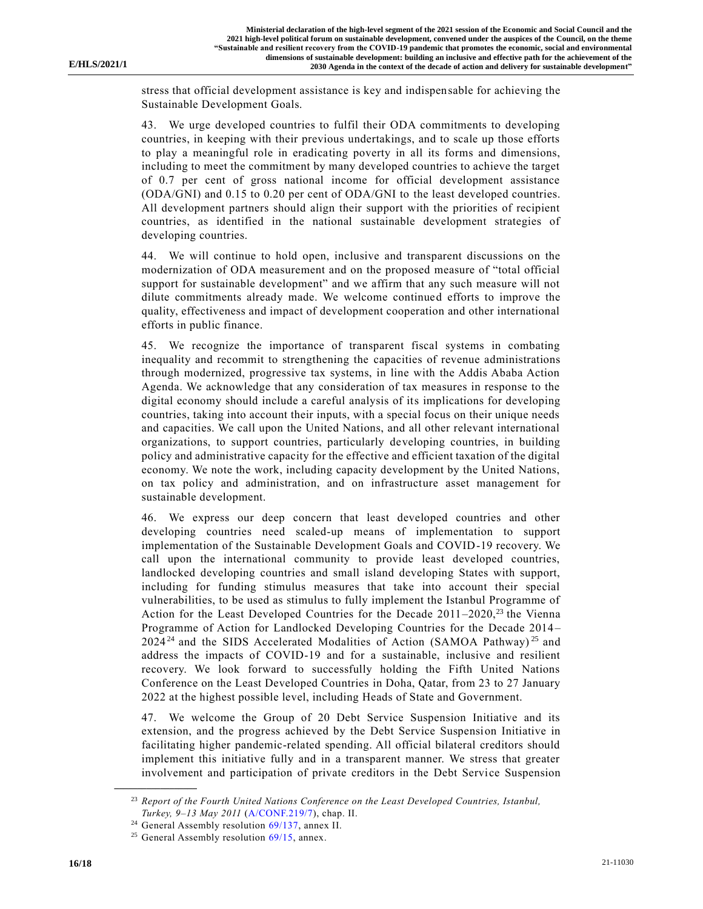stress that official development assistance is key and indispensable for achieving the Sustainable Development Goals.

43. We urge developed countries to fulfil their ODA commitments to developing countries, in keeping with their previous undertakings, and to scale up those efforts to play a meaningful role in eradicating poverty in all its forms and dimensions, including to meet the commitment by many developed countries to achieve the target of 0.7 per cent of gross national income for official development assistance (ODA/GNI) and 0.15 to 0.20 per cent of ODA/GNI to the least developed countries. All development partners should align their support with the priorities of recipient countries, as identified in the national sustainable development strategies of developing countries.

44. We will continue to hold open, inclusive and transparent discussions on the modernization of ODA measurement and on the proposed measure of "total official support for sustainable development" and we affirm that any such measure will not dilute commitments already made. We welcome continued efforts to improve the quality, effectiveness and impact of development cooperation and other international efforts in public finance.

45. We recognize the importance of transparent fiscal systems in combating inequality and recommit to strengthening the capacities of revenue administrations through modernized, progressive tax systems, in line with the Addis Ababa Action Agenda. We acknowledge that any consideration of tax measures in response to the digital economy should include a careful analysis of its implications for developing countries, taking into account their inputs, with a special focus on their unique needs and capacities. We call upon the United Nations, and all other relevant international organizations, to support countries, particularly developing countries, in building policy and administrative capacity for the effective and efficient taxation of the digital economy. We note the work, including capacity development by the United Nations, on tax policy and administration, and on infrastructure asset management for sustainable development.

46. We express our deep concern that least developed countries and other developing countries need scaled-up means of implementation to support implementation of the Sustainable Development Goals and COVID-19 recovery. We call upon the international community to provide least developed countries, landlocked developing countries and small island developing States with support, including for funding stimulus measures that take into account their special vulnerabilities, to be used as stimulus to fully implement the Istanbul Programme of Action for the Least Developed Countries for the Decade 2011–2020,[23] the Vienna Programme of Action for Landlocked Developing Countries for the Decade 2014–2024[24] and the SIDS Accelerated Modalities of Action (SAMOA Pathway)[25] and address the impacts of COVID-19 and for a sustainable, inclusive and resilient recovery. We look forward to successfully holding the Fifth United Nations Conference on the Least Developed Countries in Doha, Qatar, from 23 to 27 January 2022 at the highest possible level, including Heads of State and Government.

47. We welcome the Group of 20 Debt Service Suspension Initiative and its extension, and the progress achieved by the Debt Service Suspension Initiative in facilitating higher pandemic-related spending. All official bilateral creditors should implement this initiative fully and in a transparent manner. We stress that greater involvement and participation of private creditors in the Debt Service Suspension

---

[23] *Report of the Fourth United Nations Conference on the Least Developed Countries, Istanbul, Turkey, 9–13 May 2011* (A/CONF.219/7), chap. II.

[24] General Assembly resolution 69/137, annex II.

[25] General Assembly resolution 69/15, annex.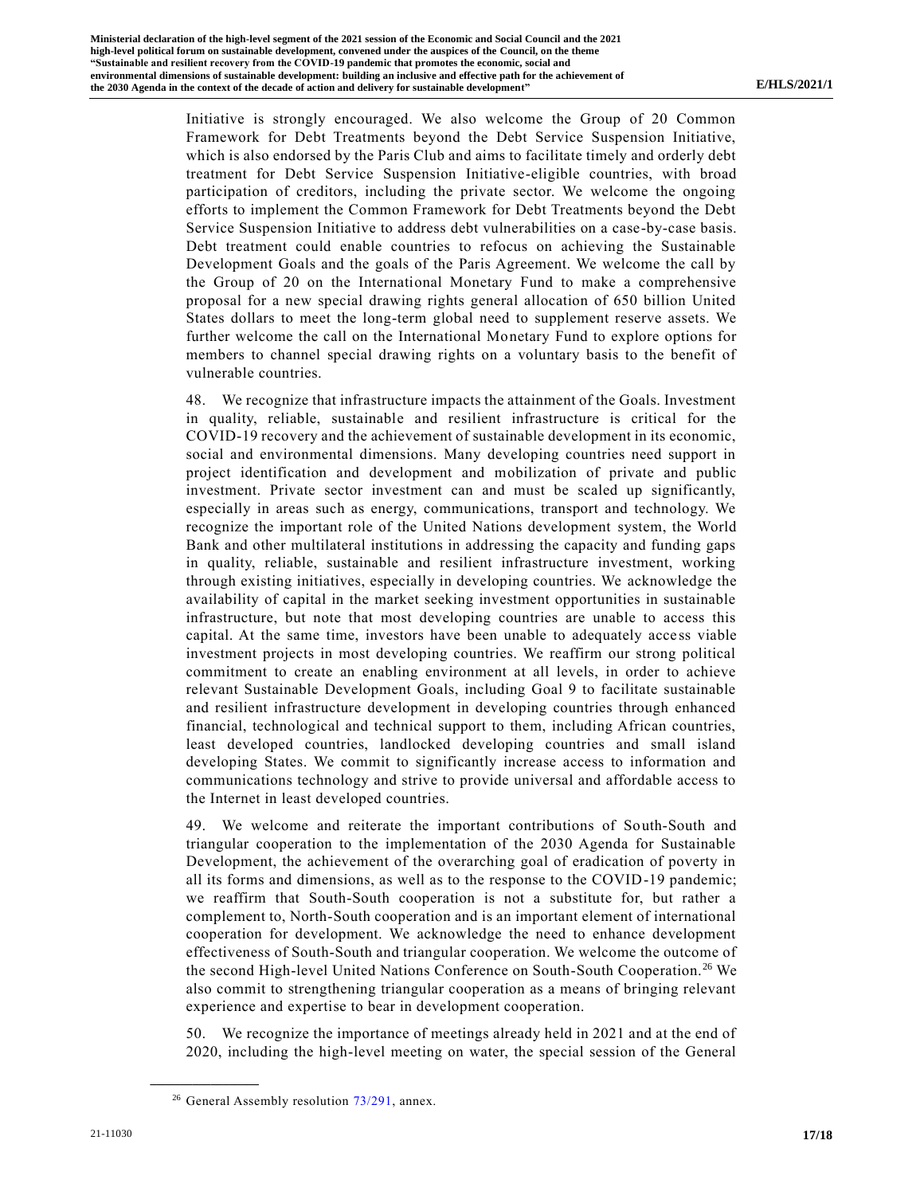Initiative is strongly encouraged. We also welcome the Group of 20 Common Framework for Debt Treatments beyond the Debt Service Suspension Initiative, which is also endorsed by the Paris Club and aims to facilitate timely and orderly debt treatment for Debt Service Suspension Initiative-eligible countries, with broad participation of creditors, including the private sector. We welcome the ongoing efforts to implement the Common Framework for Debt Treatments beyond the Debt Service Suspension Initiative to address debt vulnerabilities on a case-by-case basis. Debt treatment could enable countries to refocus on achieving the Sustainable Development Goals and the goals of the Paris Agreement. We welcome the call by the Group of 20 on the International Monetary Fund to make a comprehensive proposal for a new special drawing rights general allocation of 650 billion United States dollars to meet the long-term global need to supplement reserve assets. We further welcome the call on the International Monetary Fund to explore options for members to channel special drawing rights on a voluntary basis to the benefit of vulnerable countries.

48. We recognize that infrastructure impacts the attainment of the Goals. Investment in quality, reliable, sustainable and resilient infrastructure is critical for the COVID-19 recovery and the achievement of sustainable development in its economic, social and environmental dimensions. Many developing countries need support in project identification and development and mobilization of private and public investment. Private sector investment can and must be scaled up significantly, especially in areas such as energy, communications, transport and technology. We recognize the important role of the United Nations development system, the World Bank and other multilateral institutions in addressing the capacity and funding gaps in quality, reliable, sustainable and resilient infrastructure investment, working through existing initiatives, especially in developing countries. We acknowledge the availability of capital in the market seeking investment opportunities in sustainable infrastructure, but note that most developing countries are unable to access this capital. At the same time, investors have been unable to adequately access viable investment projects in most developing countries. We reaffirm our strong political commitment to create an enabling environment at all levels, in order to achieve relevant Sustainable Development Goals, including Goal 9 to facilitate sustainable and resilient infrastructure development in developing countries through enhanced financial, technological and technical support to them, including African countries, least developed countries, landlocked developing countries and small island developing States. We commit to significantly increase access to information and communications technology and strive to provide universal and affordable access to the Internet in least developed countries.

49. We welcome and reiterate the important contributions of South-South and triangular cooperation to the implementation of the 2030 Agenda for Sustainable Development, the achievement of the overarching goal of eradication of poverty in all its forms and dimensions, as well as to the response to the COVID-19 pandemic; we reaffirm that South-South cooperation is not a substitute for, but rather a complement to, North-South cooperation and is an important element of international cooperation for development. We acknowledge the need to enhance development effectiveness of South-South and triangular cooperation. We welcome the outcome of the second High-level United Nations Conference on South-South Cooperation.[26] We also commit to strengthening triangular cooperation as a means of bringing relevant experience and expertise to bear in development cooperation.

50. We recognize the importance of meetings already held in 2021 and at the end of 2020, including the high-level meeting on water, the special session of the General

[26] General Assembly resolution 73/291, annex.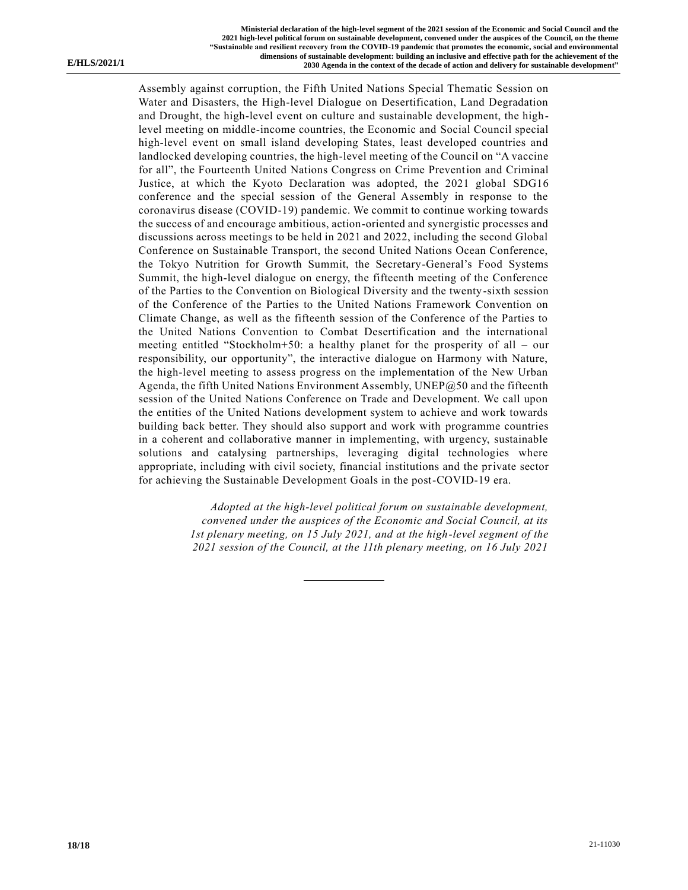Assembly against corruption, the Fifth United Nations Special Thematic Session on Water and Disasters, the High-level Dialogue on Desertification, Land Degradation and Drought, the high-level event on culture and sustainable development, the high-level meeting on middle-income countries, the Economic and Social Council special high-level event on small island developing States, least developed countries and landlocked developing countries, the high-level meeting of the Council on "A vaccine for all", the Fourteenth United Nations Congress on Crime Prevention and Criminal Justice, at which the Kyoto Declaration was adopted, the 2021 global SDG16 conference and the special session of the General Assembly in response to the coronavirus disease (COVID-19) pandemic. We commit to continue working towards the success of and encourage ambitious, action-oriented and synergistic processes and discussions across meetings to be held in 2021 and 2022, including the second Global Conference on Sustainable Transport, the second United Nations Ocean Conference, the Tokyo Nutrition for Growth Summit, the Secretary-General's Food Systems Summit, the high-level dialogue on energy, the fifteenth meeting of the Conference of the Parties to the Convention on Biological Diversity and the twenty-sixth session of the Conference of the Parties to the United Nations Framework Convention on Climate Change, as well as the fifteenth session of the Conference of the Parties to the United Nations Convention to Combat Desertification and the international meeting entitled "Stockholm+50: a healthy planet for the prosperity of all – our responsibility, our opportunity", the interactive dialogue on Harmony with Nature, the high-level meeting to assess progress on the implementation of the New Urban Agenda, the fifth United Nations Environment Assembly, UNEP@50 and the fifteenth session of the United Nations Conference on Trade and Development. We call upon the entities of the United Nations development system to achieve and work towards building back better. They should also support and work with programme countries in a coherent and collaborative manner in implementing, with urgency, sustainable solutions and catalysing partnerships, leveraging digital technologies where appropriate, including with civil society, financial institutions and the private sector for achieving the Sustainable Development Goals in the post-COVID-19 era.

*Adopted at the high-level political forum on sustainable development, convened under the auspices of the Economic and Social Council, at its 1st plenary meeting, on 15 July 2021, and at the high-level segment of the 2021 session of the Council, at the 11th plenary meeting, on 16 July 2021*